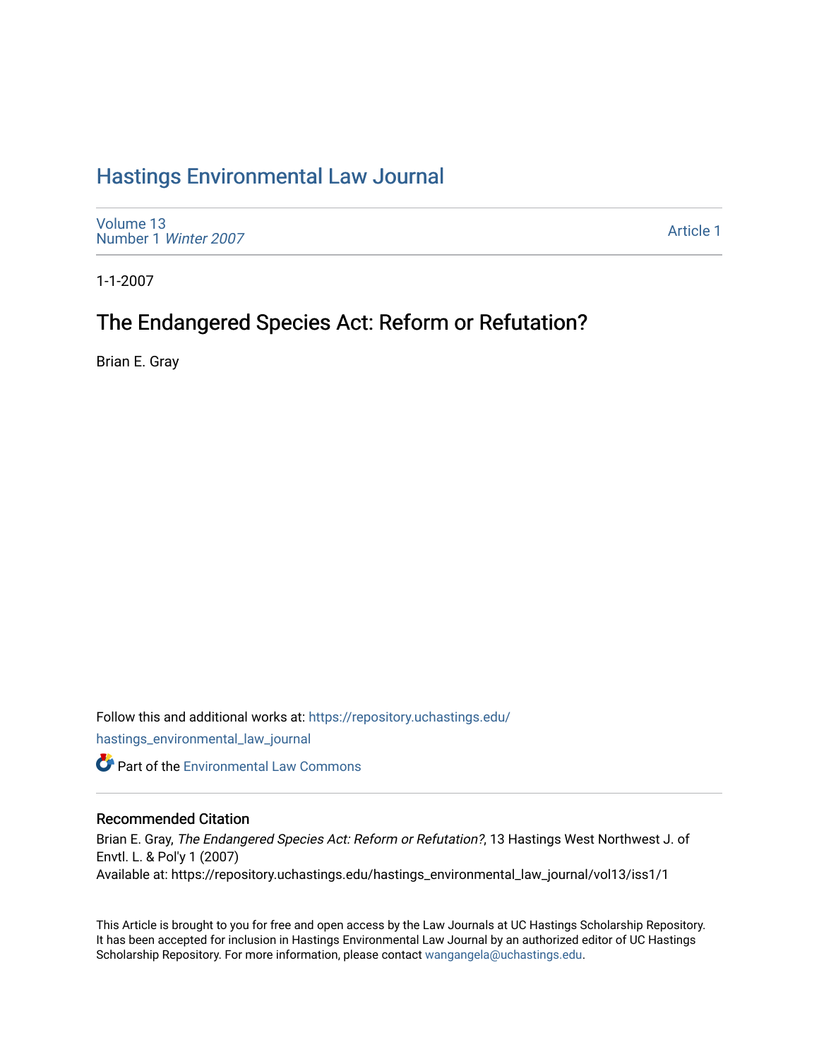# Hastings Environmental Law Journal

Volume 13
Number 1 *Winter 2007*

Article 1

1-1-2007

## The Endangered Species Act: Reform or Refutation?

Brian E. Gray

Follow this and additional works at: https://repository.uchastings.edu/hastings_environmental_law_journal

Part of the Environmental Law Commons

### Recommended Citation

Brian E. Gray, *The Endangered Species Act: Reform or Refutation?*, 13 Hastings West Northwest J. of Envtl. L. & Pol'y 1 (2007)
Available at: https://repository.uchastings.edu/hastings_environmental_law_journal/vol13/iss1/1

This Article is brought to you for free and open access by the Law Journals at UC Hastings Scholarship Repository. It has been accepted for inclusion in Hastings Environmental Law Journal by an authorized editor of UC Hastings Scholarship Repository. For more information, please contact wangangela@uchastings.edu.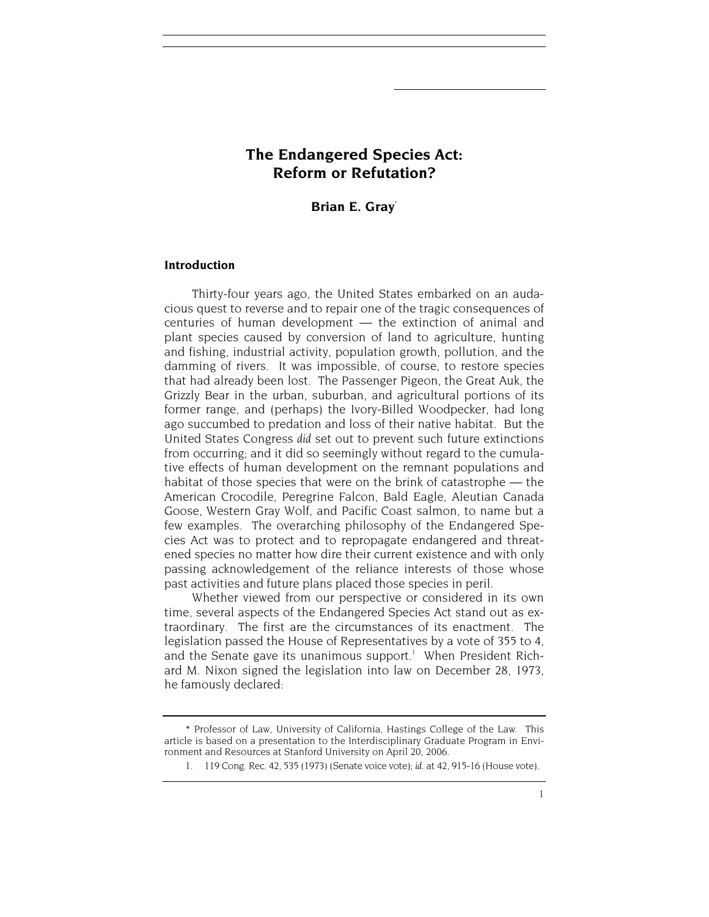# The Endangered Species Act: Reform or Refutation?

**Brian E. Gray**[*]

## Introduction

Thirty-four years ago, the United States embarked on an audacious quest to reverse and to repair one of the tragic consequences of centuries of human development — the extinction of animal and plant species caused by conversion of land to agriculture, hunting and fishing, industrial activity, population growth, pollution, and the damming of rivers. It was impossible, of course, to restore species that had already been lost. The Passenger Pigeon, the Great Auk, the Grizzly Bear in the urban, suburban, and agricultural portions of its former range, and (perhaps) the Ivory-Billed Woodpecker, had long ago succumbed to predation and loss of their native habitat. But the United States Congress *did* set out to prevent such future extinctions from occurring; and it did so seemingly without regard to the cumulative effects of human development on the remnant populations and habitat of those species that were on the brink of catastrophe — the American Crocodile, Peregrine Falcon, Bald Eagle, Aleutian Canada Goose, Western Gray Wolf, and Pacific Coast salmon, to name but a few examples. The overarching philosophy of the Endangered Species Act was to protect and to repropagate endangered and threatened species no matter how dire their current existence and with only passing acknowledgement of the reliance interests of those whose past activities and future plans placed those species in peril.

Whether viewed from our perspective or considered in its own time, several aspects of the Endangered Species Act stand out as extraordinary. The first are the circumstances of its enactment. The legislation passed the House of Representatives by a vote of 355 to 4, and the Senate gave its unanimous support.[1] When President Richard M. Nixon signed the legislation into law on December 28, 1973, he famously declared:

---

\* Professor of Law, University of California, Hastings College of the Law. This article is based on a presentation to the Interdisciplinary Graduate Program in Environment and Resources at Stanford University on April 20, 2006.

1. 119 Cong. Rec. 42, 535 (1973) (Senate voice vote); *id.* at 42, 915-16 (House vote).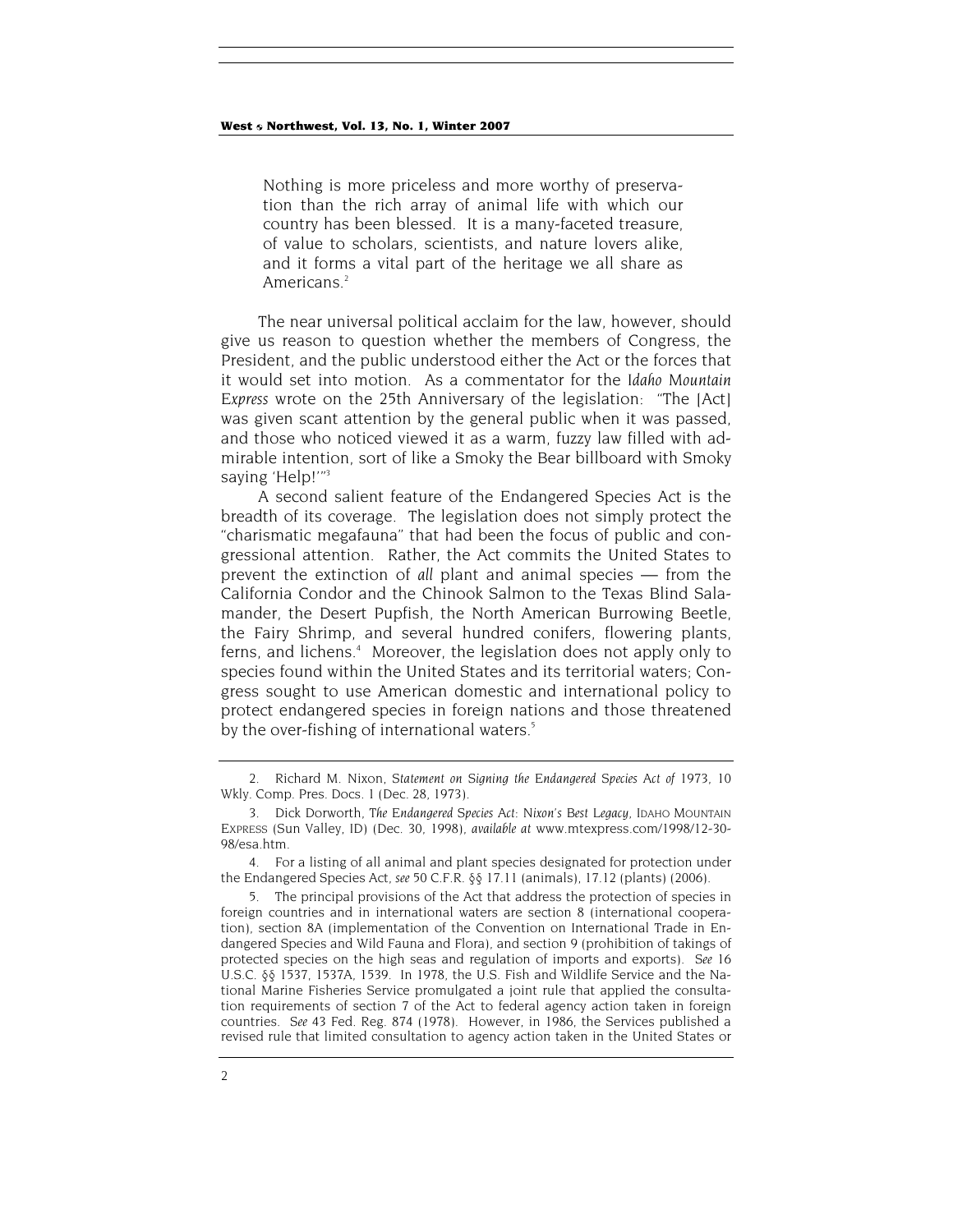> Nothing is more priceless and more worthy of preservation than the rich array of animal life with which our country has been blessed. It is a many-faceted treasure, of value to scholars, scientists, and nature lovers alike, and it forms a vital part of the heritage we all share as Americans.[2]

The near universal political acclaim for the law, however, should give us reason to question whether the members of Congress, the President, and the public understood either the Act or the forces that it would set into motion. As a commentator for the *Idaho Mountain Express* wrote on the 25th Anniversary of the legislation: "The [Act] was given scant attention by the general public when it was passed, and those who noticed viewed it as a warm, fuzzy law filled with admirable intention, sort of like a Smoky the Bear billboard with Smoky saying 'Help!'"[3]

A second salient feature of the Endangered Species Act is the breadth of its coverage. The legislation does not simply protect the "charismatic megafauna" that had been the focus of public and congressional attention. Rather, the Act commits the United States to prevent the extinction of *all* plant and animal species — from the California Condor and the Chinook Salmon to the Texas Blind Salamander, the Desert Pupfish, the North American Burrowing Beetle, the Fairy Shrimp, and several hundred conifers, flowering plants, ferns, and lichens.[4] Moreover, the legislation does not apply only to species found within the United States and its territorial waters; Congress sought to use American domestic and international policy to protect endangered species in foreign nations and those threatened by the over-fishing of international waters.[5]

---

2. Richard M. Nixon, *Statement on Signing the Endangered Species Act of 1973*, 10 Wkly. Comp. Pres. Docs. 1 (Dec. 28, 1973).

3. Dick Dorworth, *The Endangered Species Act: Nixon's Best Legacy*, IDAHO MOUNTAIN EXPRESS (Sun Valley, ID) (Dec. 30, 1998), *available at* www.mtexpress.com/1998/12-30-98/esa.htm.

4. For a listing of all animal and plant species designated for protection under the Endangered Species Act, *see* 50 C.F.R. §§ 17.11 (animals), 17.12 (plants) (2006).

5. The principal provisions of the Act that address the protection of species in foreign countries and in international waters are section 8 (international cooperation), section 8A (implementation of the Convention on International Trade in Endangered Species and Wild Fauna and Flora), and section 9 (prohibition of takings of protected species on the high seas and regulation of imports and exports). *See* 16 U.S.C. §§ 1537, 1537A, 1539. In 1978, the U.S. Fish and Wildlife Service and the National Marine Fisheries Service promulgated a joint rule that applied the consultation requirements of section 7 of the Act to federal agency action taken in foreign countries. *See* 43 Fed. Reg. 874 (1978). However, in 1986, the Services published a revised rule that limited consultation to agency action taken in the United States or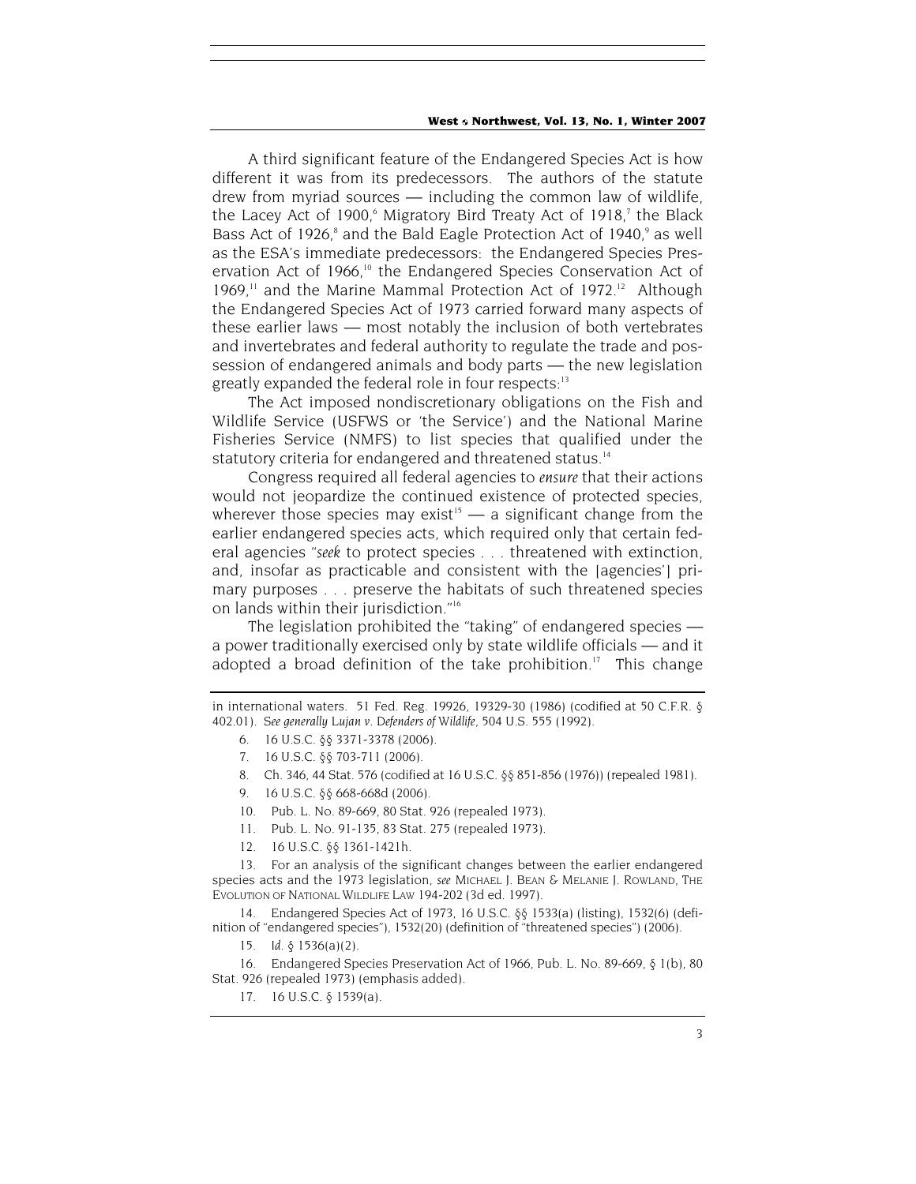A third significant feature of the Endangered Species Act is how different it was from its predecessors. The authors of the statute drew from myriad sources — including the common law of wildlife, the Lacey Act of 1900,[6] Migratory Bird Treaty Act of 1918,[7] the Black Bass Act of 1926,[8] and the Bald Eagle Protection Act of 1940,[9] as well as the ESA's immediate predecessors: the Endangered Species Preservation Act of 1966,[10] the Endangered Species Conservation Act of 1969,[11] and the Marine Mammal Protection Act of 1972.[12] Although the Endangered Species Act of 1973 carried forward many aspects of these earlier laws — most notably the inclusion of both vertebrates and invertebrates and federal authority to regulate the trade and possession of endangered animals and body parts — the new legislation greatly expanded the federal role in four respects:[13]

The Act imposed nondiscretionary obligations on the Fish and Wildlife Service (USFWS or 'the Service') and the National Marine Fisheries Service (NMFS) to list species that qualified under the statutory criteria for endangered and threatened status.[14]

Congress required all federal agencies to *ensure* that their actions would not jeopardize the continued existence of protected species, wherever those species may exist[15] — a significant change from the earlier endangered species acts, which required only that certain federal agencies "*seek* to protect species . . . threatened with extinction, and, insofar as practicable and consistent with the [agencies'] primary purposes . . . preserve the habitats of such threatened species on lands within their jurisdiction."[16]

The legislation prohibited the "taking" of endangered species — a power traditionally exercised only by state wildlife officials — and it adopted a broad definition of the take prohibition.[17] This change

in international waters. 51 Fed. Reg. 19926, 19329-30 (1986) (codified at 50 C.F.R. § 402.01). *See generally Lujan v. Defenders of Wildlife*, 504 U.S. 555 (1992).

6. 16 U.S.C. §§ 3371-3378 (2006).

7. 16 U.S.C. §§ 703-711 (2006).

8. Ch. 346, 44 Stat. 576 (codified at 16 U.S.C. §§ 851-856 (1976)) (repealed 1981).

9. 16 U.S.C. §§ 668-668d (2006).

10. Pub. L. No. 89-669, 80 Stat. 926 (repealed 1973).

11. Pub. L. No. 91-135, 83 Stat. 275 (repealed 1973).

12. 16 U.S.C. §§ 1361-1421h.

13. For an analysis of the significant changes between the earlier endangered species acts and the 1973 legislation, *see* MICHAEL J. BEAN & MELANIE J. ROWLAND, THE EVOLUTION OF NATIONAL WILDLIFE LAW 194-202 (3d ed. 1997).

14. Endangered Species Act of 1973, 16 U.S.C. §§ 1533(a) (listing), 1532(6) (definition of "endangered species"), 1532(20) (definition of "threatened species") (2006).

15. *Id.* § 1536(a)(2).

16. Endangered Species Preservation Act of 1966, Pub. L. No. 89-669, § 1(b), 80 Stat. 926 (repealed 1973) (emphasis added).

17. 16 U.S.C. § 1539(a).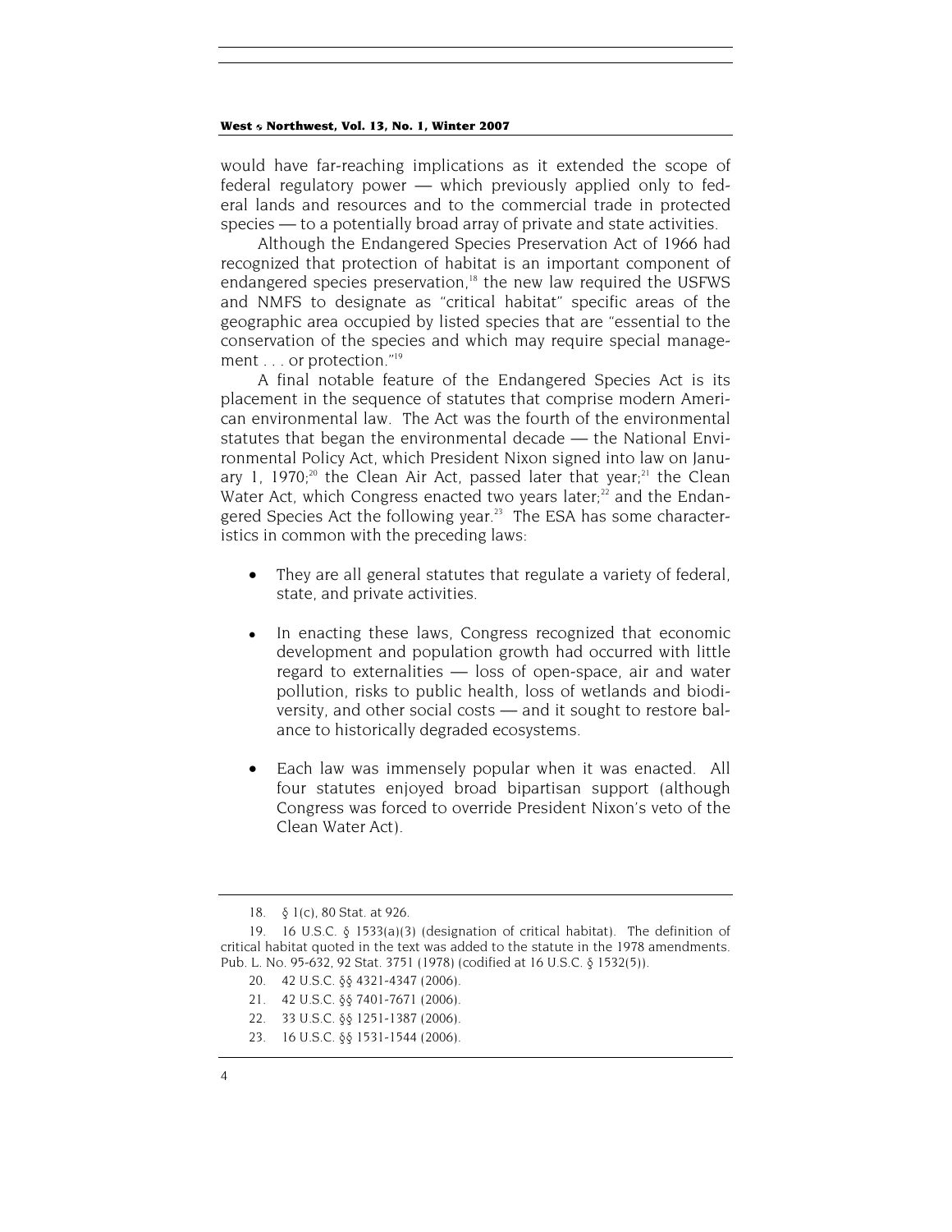would have far-reaching implications as it extended the scope of federal regulatory power — which previously applied only to federal lands and resources and to the commercial trade in protected species — to a potentially broad array of private and state activities.

Although the Endangered Species Preservation Act of 1966 had recognized that protection of habitat is an important component of endangered species preservation,[18] the new law required the USFWS and NMFS to designate as "critical habitat" specific areas of the geographic area occupied by listed species that are "essential to the conservation of the species and which may require special management . . . or protection."[19]

A final notable feature of the Endangered Species Act is its placement in the sequence of statutes that comprise modern American environmental law. The Act was the fourth of the environmental statutes that began the environmental decade — the National Environmental Policy Act, which President Nixon signed into law on January 1, 1970;[20] the Clean Air Act, passed later that year;[21] the Clean Water Act, which Congress enacted two years later;[22] and the Endangered Species Act the following year.[23] The ESA has some characteristics in common with the preceding laws:

- They are all general statutes that regulate a variety of federal, state, and private activities.
- In enacting these laws, Congress recognized that economic development and population growth had occurred with little regard to externalities — loss of open-space, air and water pollution, risks to public health, loss of wetlands and biodiversity, and other social costs — and it sought to restore balance to historically degraded ecosystems.
- Each law was immensely popular when it was enacted. All four statutes enjoyed broad bipartisan support (although Congress was forced to override President Nixon's veto of the Clean Water Act).

---

18. § 1(c), 80 Stat. at 926.

19. 16 U.S.C. § 1533(a)(3) (designation of critical habitat). The definition of critical habitat quoted in the text was added to the statute in the 1978 amendments. Pub. L. No. 95-632, 92 Stat. 3751 (1978) (codified at 16 U.S.C. § 1532(5)).

20. 42 U.S.C. §§ 4321-4347 (2006).

21. 42 U.S.C. §§ 7401-7671 (2006).

22. 33 U.S.C. §§ 1251-1387 (2006).

23. 16 U.S.C. §§ 1531-1544 (2006).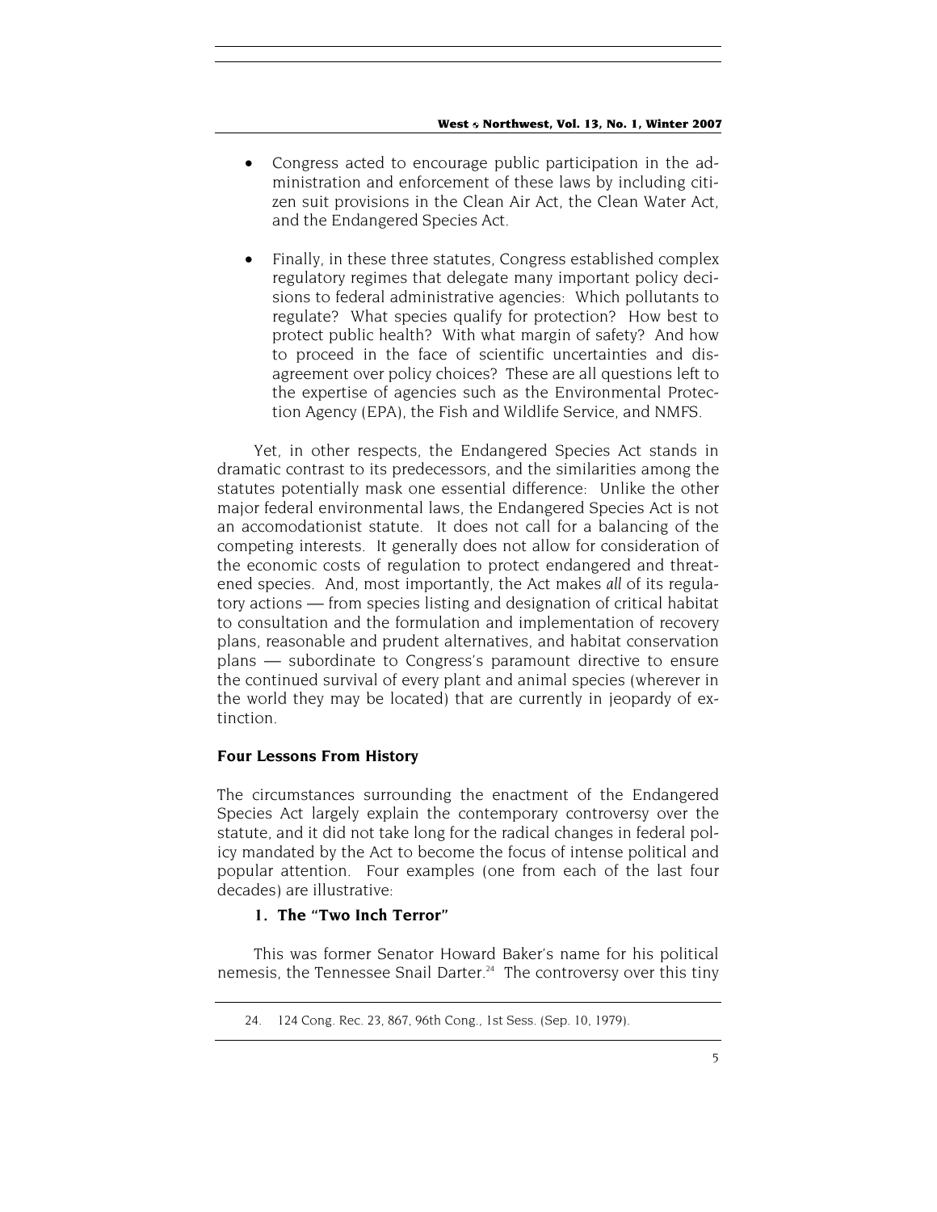- Congress acted to encourage public participation in the administration and enforcement of these laws by including citizen suit provisions in the Clean Air Act, the Clean Water Act, and the Endangered Species Act.

- Finally, in these three statutes, Congress established complex regulatory regimes that delegate many important policy decisions to federal administrative agencies: Which pollutants to regulate? What species qualify for protection? How best to protect public health? With what margin of safety? And how to proceed in the face of scientific uncertainties and disagreement over policy choices? These are all questions left to the expertise of agencies such as the Environmental Protection Agency (EPA), the Fish and Wildlife Service, and NMFS.

Yet, in other respects, the Endangered Species Act stands in dramatic contrast to its predecessors, and the similarities among the statutes potentially mask one essential difference: Unlike the other major federal environmental laws, the Endangered Species Act is not an accomodationist statute. It does not call for a balancing of the competing interests. It generally does not allow for consideration of the economic costs of regulation to protect endangered and threatened species. And, most importantly, the Act makes *all* of its regulatory actions — from species listing and designation of critical habitat to consultation and the formulation and implementation of recovery plans, reasonable and prudent alternatives, and habitat conservation plans — subordinate to Congress's paramount directive to ensure the continued survival of every plant and animal species (wherever in the world they may be located) that are currently in jeopardy of extinction.

### Four Lessons From History

The circumstances surrounding the enactment of the Endangered Species Act largely explain the contemporary controversy over the statute, and it did not take long for the radical changes in federal policy mandated by the Act to become the focus of intense political and popular attention. Four examples (one from each of the last four decades) are illustrative:

#### 1. The "Two Inch Terror"

This was former Senator Howard Baker's name for his political nemesis, the Tennessee Snail Darter.[24] The controversy over this tiny

24. 124 Cong. Rec. 23, 867, 96th Cong., 1st Sess. (Sep. 10, 1979).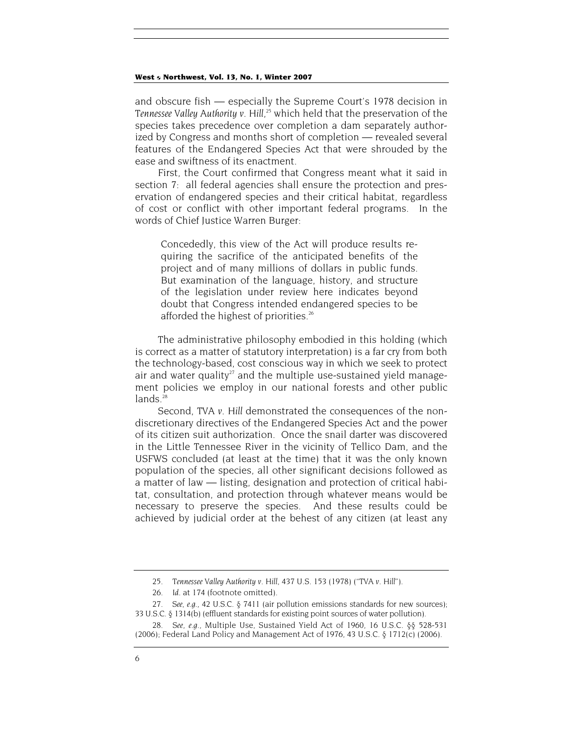and obscure fish — especially the Supreme Court's 1978 decision in *Tennessee Valley Authority v. Hill*,[25] which held that the preservation of the species takes precedence over completion a dam separately authorized by Congress and months short of completion — revealed several features of the Endangered Species Act that were shrouded by the ease and swiftness of its enactment.

First, the Court confirmed that Congress meant what it said in section 7: all federal agencies shall ensure the protection and preservation of endangered species and their critical habitat, regardless of cost or conflict with other important federal programs. In the words of Chief Justice Warren Burger:

> Concededly, this view of the Act will produce results requiring the sacrifice of the anticipated benefits of the project and of many millions of dollars in public funds. But examination of the language, history, and structure of the legislation under review here indicates beyond doubt that Congress intended endangered species to be afforded the highest of priorities.[26]

The administrative philosophy embodied in this holding (which is correct as a matter of statutory interpretation) is a far cry from both the technology-based, cost conscious way in which we seek to protect air and water quality[27] and the multiple use-sustained yield management policies we employ in our national forests and other public lands.[28]

Second, *TVA v. Hill* demonstrated the consequences of the non-discretionary directives of the Endangered Species Act and the power of its citizen suit authorization. Once the snail darter was discovered in the Little Tennessee River in the vicinity of Tellico Dam, and the USFWS concluded (at least at the time) that it was the only known population of the species, all other significant decisions followed as a matter of law — listing, designation and protection of critical habitat, consultation, and protection through whatever means would be necessary to preserve the species. And these results could be achieved by judicial order at the behest of any citizen (at least any

---

25. *Tennessee Valley Authority v. Hill*, 437 U.S. 153 (1978) ("*TVA v. Hill*").

26. *Id.* at 174 (footnote omitted).

27. *See, e.g.*, 42 U.S.C. § 7411 (air pollution emissions standards for new sources); 33 U.S.C. § 1314(b) (effluent standards for existing point sources of water pollution).

28. *See, e.g.*, Multiple Use, Sustained Yield Act of 1960, 16 U.S.C. §§ 528-531 (2006); Federal Land Policy and Management Act of 1976, 43 U.S.C. § 1712(c) (2006).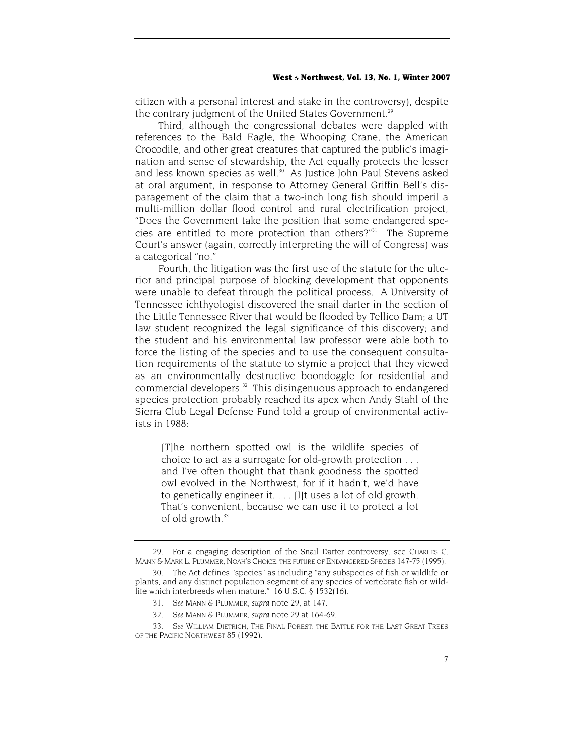citizen with a personal interest and stake in the controversy), despite the contrary judgment of the United States Government.[29]

Third, although the congressional debates were dappled with references to the Bald Eagle, the Whooping Crane, the American Crocodile, and other great creatures that captured the public's imagination and sense of stewardship, the Act equally protects the lesser and less known species as well.[30] As Justice John Paul Stevens asked at oral argument, in response to Attorney General Griffin Bell's disparagement of the claim that a two-inch long fish should imperil a multi-million dollar flood control and rural electrification project, "Does the Government take the position that some endangered species are entitled to more protection than others?"[31] The Supreme Court's answer (again, correctly interpreting the will of Congress) was a categorical "no."

Fourth, the litigation was the first use of the statute for the ulterior and principal purpose of blocking development that opponents were unable to defeat through the political process. A University of Tennessee ichthyologist discovered the snail darter in the section of the Little Tennessee River that would be flooded by Tellico Dam; a UT law student recognized the legal significance of this discovery; and the student and his environmental law professor were able both to force the listing of the species and to use the consequent consultation requirements of the statute to stymie a project that they viewed as an environmentally destructive boondoggle for residential and commercial developers.[32] This disingenuous approach to endangered species protection probably reached its apex when Andy Stahl of the Sierra Club Legal Defense Fund told a group of environmental activists in 1988:

> [T]he northern spotted owl is the wildlife species of choice to act as a surrogate for old-growth protection . . . and I've often thought that thank goodness the spotted owl evolved in the Northwest, for if it hadn't, we'd have to genetically engineer it. . . . [I]t uses a lot of old growth. That's convenient, because we can use it to protect a lot of old growth.[33]

---

29. For a engaging description of the Snail Darter controversy, see CHARLES C. MANN & MARK L. PLUMMER, NOAH'S CHOICE: THE FUTURE OF ENDANGERED SPECIES 147-75 (1995).

30. The Act defines "species" as including "any subspecies of fish or wildlife or plants, and any distinct population segment of any species of vertebrate fish or wildlife which interbreeds when mature." 16 U.S.C. § 1532(16).

31. *See* MANN & PLUMMER, *supra* note 29, at 147.

32. *See* MANN & PLUMMER, *supra* note 29 at 164-69.

33. *See* WILLIAM DIETRICH, THE FINAL FOREST: THE BATTLE FOR THE LAST GREAT TREES OF THE PACIFIC NORTHWEST 85 (1992).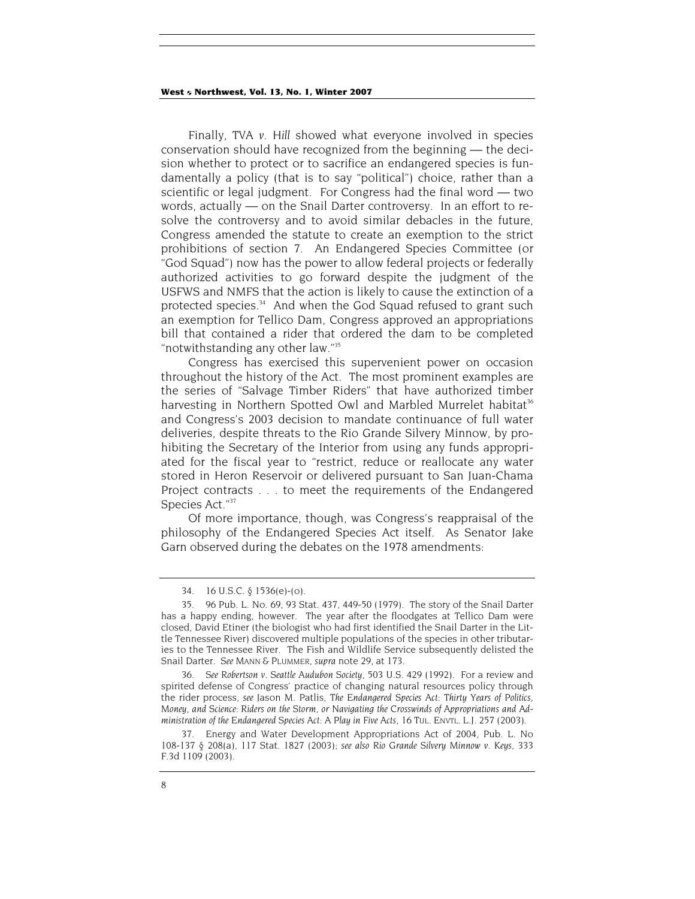Finally, TVA *v.* H*ill* showed what everyone involved in species conservation should have recognized from the beginning — the decision whether to protect or to sacrifice an endangered species is fundamentally a policy (that is to say "political") choice, rather than a scientific or legal judgment. For Congress had the final word — two words, actually — on the Snail Darter controversy. In an effort to resolve the controversy and to avoid similar debacles in the future, Congress amended the statute to create an exemption to the strict prohibitions of section 7. An Endangered Species Committee (or "God Squad") now has the power to allow federal projects or federally authorized activities to go forward despite the judgment of the USFWS and NMFS that the action is likely to cause the extinction of a protected species.[34] And when the God Squad refused to grant such an exemption for Tellico Dam, Congress approved an appropriations bill that contained a rider that ordered the dam to be completed "notwithstanding any other law."[35]

Congress has exercised this supervenient power on occasion throughout the history of the Act. The most prominent examples are the series of "Salvage Timber Riders" that have authorized timber harvesting in Northern Spotted Owl and Marbled Murrelet habitat[36] and Congress's 2003 decision to mandate continuance of full water deliveries, despite threats to the Rio Grande Silvery Minnow, by prohibiting the Secretary of the Interior from using any funds appropriated for the fiscal year to "restrict, reduce or reallocate any water stored in Heron Reservoir or delivered pursuant to San Juan-Chama Project contracts . . . to meet the requirements of the Endangered Species Act."[37]

Of more importance, though, was Congress's reappraisal of the philosophy of the Endangered Species Act itself. As Senator Jake Garn observed during the debates on the 1978 amendments:

34. 16 U.S.C. § 1536(e)-(o).

35. 96 Pub. L. No. 69, 93 Stat. 437, 449-50 (1979). The story of the Snail Darter has a happy ending, however. The year after the floodgates at Tellico Dam were closed, David Etiner (the biologist who had first identified the Snail Darter in the Little Tennessee River) discovered multiple populations of the species in other tributaries to the Tennessee River. The Fish and Wildlife Service subsequently delisted the Snail Darter. *See* MANN & PLUMMER, *supra* note 29, at 173.

36. *See Robertson v. Seattle Audubon Society*, 503 U.S. 429 (1992). For a review and spirited defense of Congress' practice of changing natural resources policy through the rider process, *see* Jason M. Patlis, *The Endangered Species Act: Thirty Years of Politics, Money, and Science: Riders on the Storm, or Navigating the Crosswinds of Appropriations and Administration of the Endangered Species Act: A Play in Five Acts*, 16 TUL. ENVTL. L.J. 257 (2003).

37. Energy and Water Development Appropriations Act of 2004, Pub. L. No 108-137 § 208(a), 117 Stat. 1827 (2003); *see also Rio Grande Silvery Minnow v. Keys*, 333 F.3d 1109 (2003).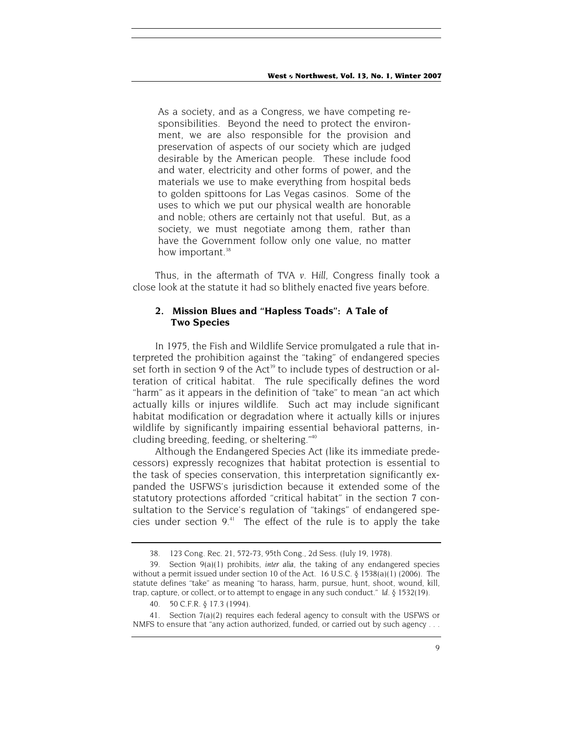> As a society, and as a Congress, we have competing responsibilities. Beyond the need to protect the environment, we are also responsible for the provision and preservation of aspects of our society which are judged desirable by the American people. These include food and water, electricity and other forms of power, and the materials we use to make everything from hospital beds to golden spittoons for Las Vegas casinos. Some of the uses to which we put our physical wealth are honorable and noble; others are certainly not that useful. But, as a society, we must negotiate among them, rather than have the Government follow only one value, no matter how important.[38]

Thus, in the aftermath of *TVA v. Hill*, Congress finally took a close look at the statute it had so blithely enacted five years before.

### 2. Mission Blues and "Hapless Toads": A Tale of Two Species

In 1975, the Fish and Wildlife Service promulgated a rule that interpreted the prohibition against the "taking" of endangered species set forth in section 9 of the Act[39] to include types of destruction or alteration of critical habitat. The rule specifically defines the word "harm" as it appears in the definition of "take" to mean "an act which actually kills or injures wildlife. Such act may include significant habitat modification or degradation where it actually kills or injures wildlife by significantly impairing essential behavioral patterns, including breeding, feeding, or sheltering."[40]

Although the Endangered Species Act (like its immediate predecessors) expressly recognizes that habitat protection is essential to the task of species conservation, this interpretation significantly expanded the USFWS's jurisdiction because it extended some of the statutory protections afforded "critical habitat" in the section 7 consultation to the Service's regulation of "takings" of endangered species under section 9.[41] The effect of the rule is to apply the take

---

38. 123 Cong. Rec. 21, 572-73, 95th Cong., 2d Sess. (July 19, 1978).

39. Section 9(a)(1) prohibits, *inter alia*, the taking of any endangered species without a permit issued under section 10 of the Act. 16 U.S.C. § 1538(a)(1) (2006). The statute defines "take" as meaning "to harass, harm, pursue, hunt, shoot, wound, kill, trap, capture, or collect, or to attempt to engage in any such conduct." *Id.* § 1532(19).

40. 50 C.F.R. § 17.3 (1994).

41. Section 7(a)(2) requires each federal agency to consult with the USFWS or NMFS to ensure that "any action authorized, funded, or carried out by such agency . . .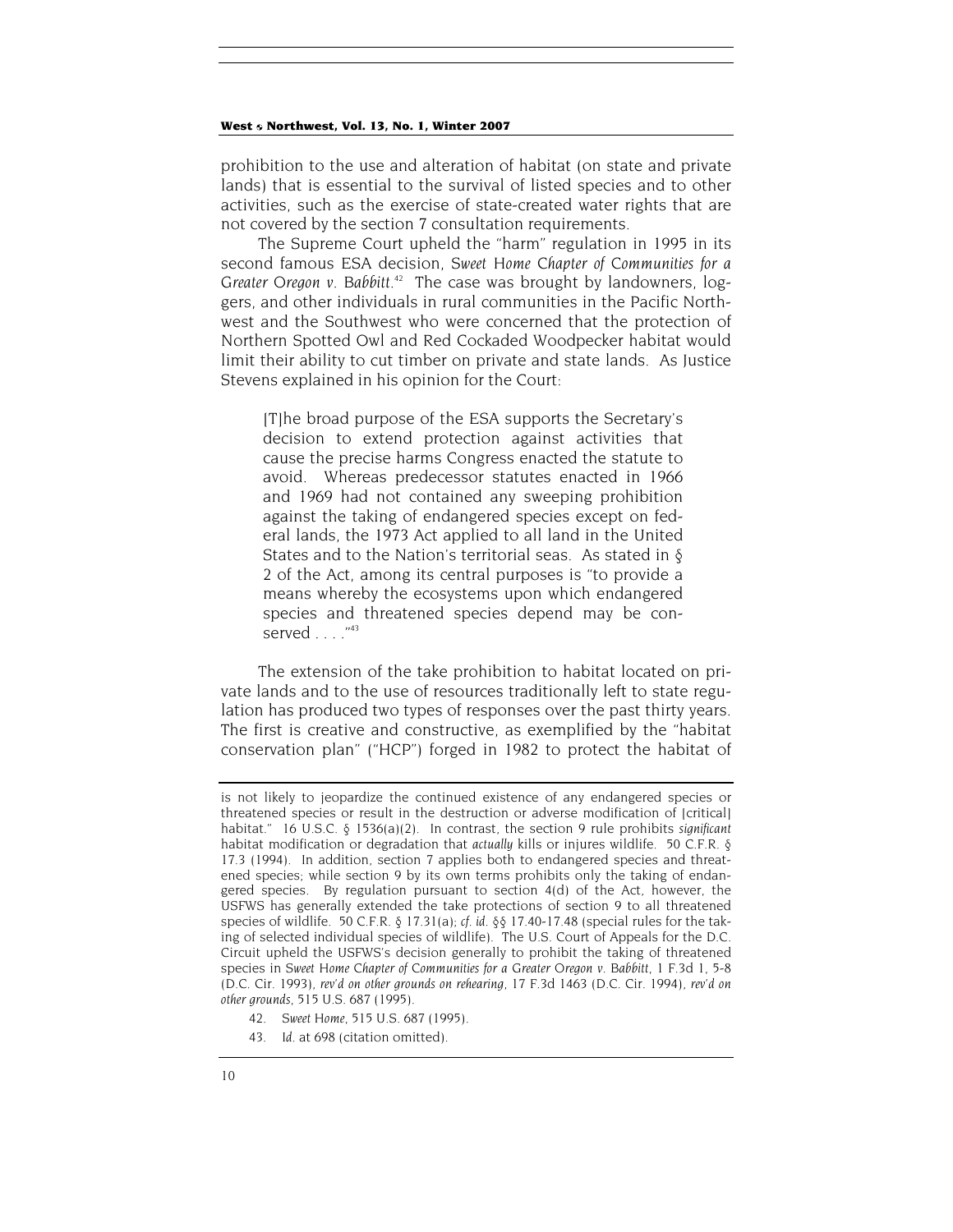prohibition to the use and alteration of habitat (on state and private lands) that is essential to the survival of listed species and to other activities, such as the exercise of state-created water rights that are not covered by the section 7 consultation requirements.

The Supreme Court upheld the "harm" regulation in 1995 in its second famous ESA decision, *Sweet Home Chapter of Communities for a Greater Oregon v. Babbitt*.[42] The case was brought by landowners, loggers, and other individuals in rural communities in the Pacific Northwest and the Southwest who were concerned that the protection of Northern Spotted Owl and Red Cockaded Woodpecker habitat would limit their ability to cut timber on private and state lands. As Justice Stevens explained in his opinion for the Court:

> [T]he broad purpose of the ESA supports the Secretary's decision to extend protection against activities that cause the precise harms Congress enacted the statute to avoid. Whereas predecessor statutes enacted in 1966 and 1969 had not contained any sweeping prohibition against the taking of endangered species except on federal lands, the 1973 Act applied to all land in the United States and to the Nation's territorial seas. As stated in § 2 of the Act, among its central purposes is "to provide a means whereby the ecosystems upon which endangered species and threatened species depend may be conserved . . . ."[43]

The extension of the take prohibition to habitat located on private lands and to the use of resources traditionally left to state regulation has produced two types of responses over the past thirty years. The first is creative and constructive, as exemplified by the "habitat conservation plan" ("HCP") forged in 1982 to protect the habitat of

---

is not likely to jeopardize the continued existence of any endangered species or threatened species or result in the destruction or adverse modification of [critical] habitat." 16 U.S.C. § 1536(a)(2). In contrast, the section 9 rule prohibits *significant* habitat modification or degradation that *actually* kills or injures wildlife. 50 C.F.R. § 17.3 (1994). In addition, section 7 applies both to endangered species and threatened species; while section 9 by its own terms prohibits only the taking of endangered species. By regulation pursuant to section 4(d) of the Act, however, the USFWS has generally extended the take protections of section 9 to all threatened species of wildlife. 50 C.F.R. § 17.31(a); *cf. id.* §§ 17.40-17.48 (special rules for the taking of selected individual species of wildlife). The U.S. Court of Appeals for the D.C. Circuit upheld the USFWS's decision generally to prohibit the taking of threatened species in *Sweet Home Chapter of Communities for a Greater Oregon v. Babbitt*, 1 F.3d 1, 5-8 (D.C. Cir. 1993), *rev'd on other grounds on rehearing*, 17 F.3d 1463 (D.C. Cir. 1994), *rev'd on other grounds*, 515 U.S. 687 (1995).

42. *Sweet Home*, 515 U.S. 687 (1995).

43. *Id.* at 698 (citation omitted).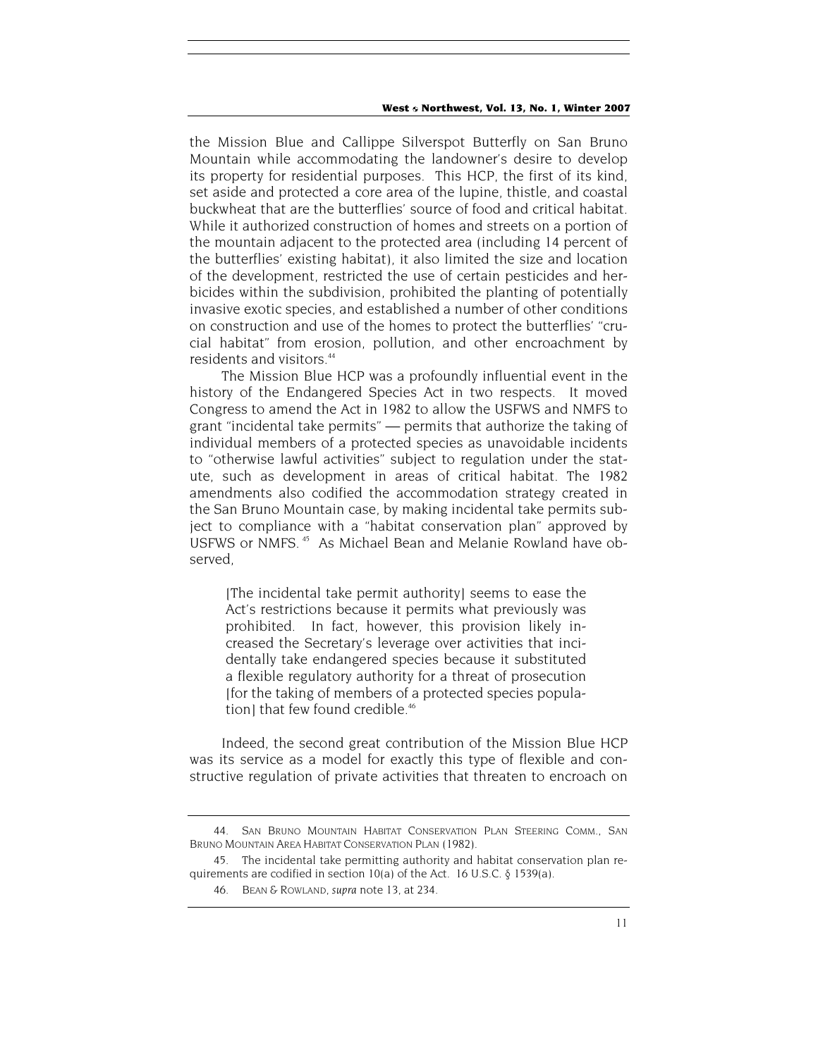the Mission Blue and Callippe Silverspot Butterfly on San Bruno Mountain while accommodating the landowner's desire to develop its property for residential purposes. This HCP, the first of its kind, set aside and protected a core area of the lupine, thistle, and coastal buckwheat that are the butterflies' source of food and critical habitat. While it authorized construction of homes and streets on a portion of the mountain adjacent to the protected area (including 14 percent of the butterflies' existing habitat), it also limited the size and location of the development, restricted the use of certain pesticides and herbicides within the subdivision, prohibited the planting of potentially invasive exotic species, and established a number of other conditions on construction and use of the homes to protect the butterflies' "crucial habitat" from erosion, pollution, and other encroachment by residents and visitors.[44]

The Mission Blue HCP was a profoundly influential event in the history of the Endangered Species Act in two respects. It moved Congress to amend the Act in 1982 to allow the USFWS and NMFS to grant "incidental take permits" — permits that authorize the taking of individual members of a protected species as unavoidable incidents to "otherwise lawful activities" subject to regulation under the statute, such as development in areas of critical habitat. The 1982 amendments also codified the accommodation strategy created in the San Bruno Mountain case, by making incidental take permits subject to compliance with a "habitat conservation plan" approved by USFWS or NMFS.[45] As Michael Bean and Melanie Rowland have observed,

> [The incidental take permit authority] seems to ease the Act's restrictions because it permits what previously was prohibited. In fact, however, this provision likely increased the Secretary's leverage over activities that incidentally take endangered species because it substituted a flexible regulatory authority for a threat of prosecution [for the taking of members of a protected species population] that few found credible.[46]

Indeed, the second great contribution of the Mission Blue HCP was its service as a model for exactly this type of flexible and constructive regulation of private activities that threaten to encroach on

---

44. SAN BRUNO MOUNTAIN HABITAT CONSERVATION PLAN STEERING COMM., SAN BRUNO MOUNTAIN AREA HABITAT CONSERVATION PLAN (1982).

45. The incidental take permitting authority and habitat conservation plan requirements are codified in section 10(a) of the Act. 16 U.S.C. § 1539(a).

46. BEAN & ROWLAND, *supra* note 13, at 234.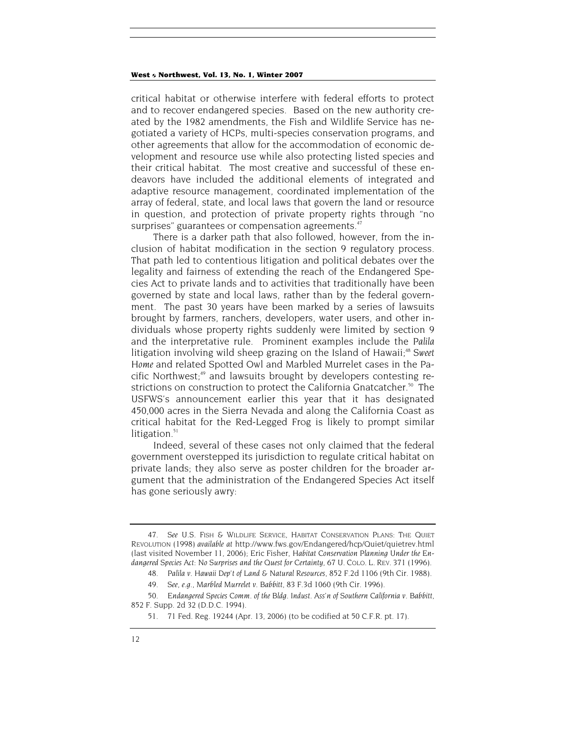critical habitat or otherwise interfere with federal efforts to protect and to recover endangered species. Based on the new authority created by the 1982 amendments, the Fish and Wildlife Service has negotiated a variety of HCPs, multi-species conservation programs, and other agreements that allow for the accommodation of economic development and resource use while also protecting listed species and their critical habitat. The most creative and successful of these endeavors have included the additional elements of integrated and adaptive resource management, coordinated implementation of the array of federal, state, and local laws that govern the land or resource in question, and protection of private property rights through "no surprises" guarantees or compensation agreements.[47]

There is a darker path that also followed, however, from the inclusion of habitat modification in the section 9 regulatory process. That path led to contentious litigation and political debates over the legality and fairness of extending the reach of the Endangered Species Act to private lands and to activities that traditionally have been governed by state and local laws, rather than by the federal government. The past 30 years have been marked by a series of lawsuits brought by farmers, ranchers, developers, water users, and other individuals whose property rights suddenly were limited by section 9 and the interpretative rule. Prominent examples include the *Palila* litigation involving wild sheep grazing on the Island of Hawaii;[48] *Sweet Home* and related Spotted Owl and Marbled Murrelet cases in the Pacific Northwest;[49] and lawsuits brought by developers contesting restrictions on construction to protect the California Gnatcatcher.[50] The USFWS's announcement earlier this year that it has designated 450,000 acres in the Sierra Nevada and along the California Coast as critical habitat for the Red-Legged Frog is likely to prompt similar litigation.[51]

Indeed, several of these cases not only claimed that the federal government overstepped its jurisdiction to regulate critical habitat on private lands; they also serve as poster children for the broader argument that the administration of the Endangered Species Act itself has gone seriously awry:

---

47. *See* U.S. FISH & WILDLIFE SERVICE, HABITAT CONSERVATION PLANS: THE QUIET REVOLUTION (1998) *available at* http://www.fws.gov/Endangered/hcp/Quiet/quietrev.html (last visited November 11, 2006); Eric Fisher, *Habitat Conservation Planning Under the Endangered Species Act: No Surprises and the Quest for Certainty*, 67 U. COLO. L. REV. 371 (1996).

48. *Palila v. Hawaii Dep't of Land & Natural Resources*, 852 F.2d 1106 (9th Cir. 1988).

49. *See, e.g.*, *Marbled Murrelet v. Babbitt*, 83 F.3d 1060 (9th Cir. 1996).

50. *Endangered Species Comm. of the Bldg. Indust. Ass'n of Southern California v. Babbitt*, 852 F. Supp. 2d 32 (D.D.C. 1994).

51. 71 Fed. Reg. 19244 (Apr. 13, 2006) (to be codified at 50 C.F.R. pt. 17).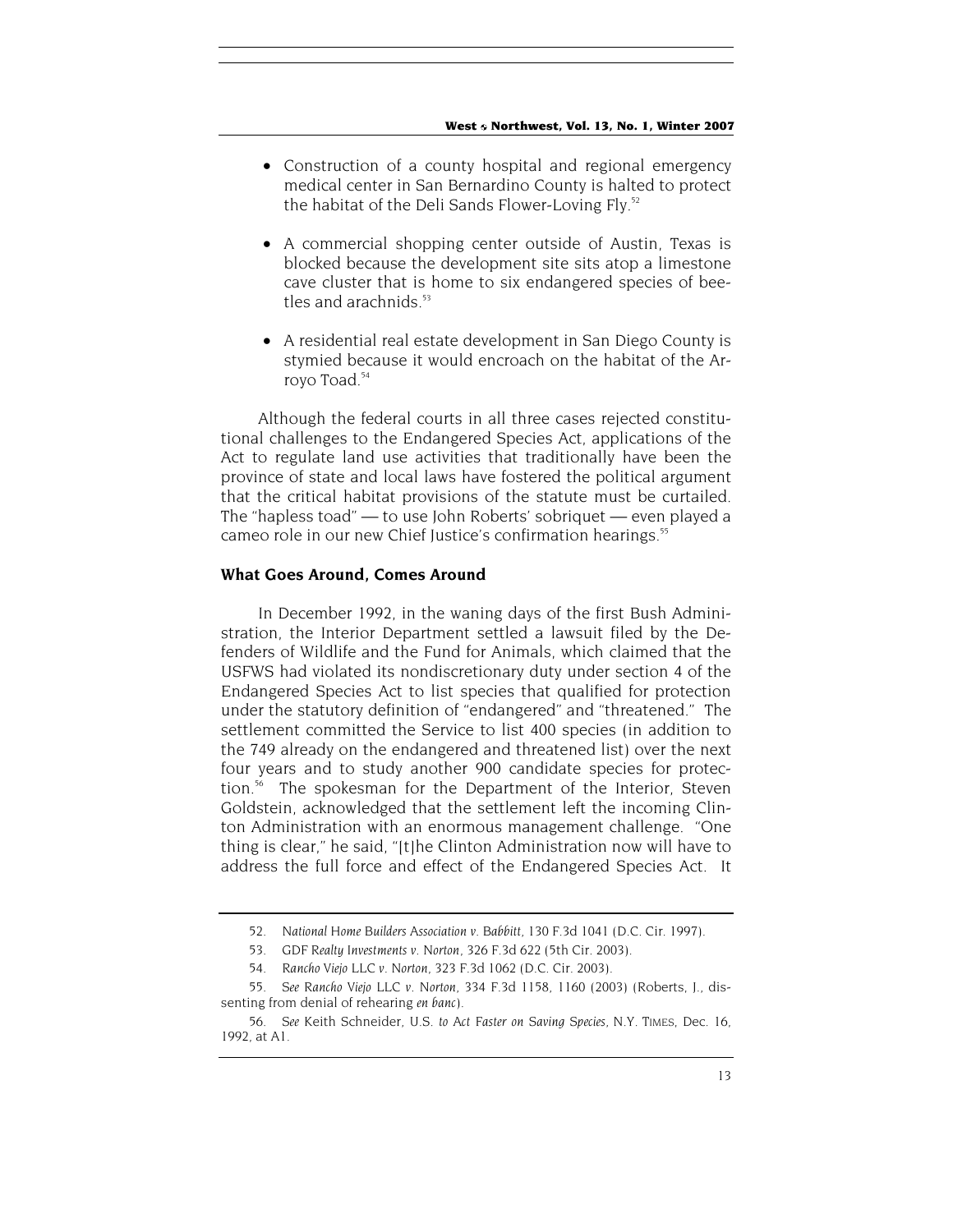- Construction of a county hospital and regional emergency medical center in San Bernardino County is halted to protect the habitat of the Deli Sands Flower-Loving Fly.[52]

- A commercial shopping center outside of Austin, Texas is blocked because the development site sits atop a limestone cave cluster that is home to six endangered species of beetles and arachnids.[53]

- A residential real estate development in San Diego County is stymied because it would encroach on the habitat of the Arroyo Toad.[54]

Although the federal courts in all three cases rejected constitutional challenges to the Endangered Species Act, applications of the Act to regulate land use activities that traditionally have been the province of state and local laws have fostered the political argument that the critical habitat provisions of the statute must be curtailed. The "hapless toad" — to use John Roberts' sobriquet — even played a cameo role in our new Chief Justice's confirmation hearings.[55]

### What Goes Around, Comes Around

In December 1992, in the waning days of the first Bush Administration, the Interior Department settled a lawsuit filed by the Defenders of Wildlife and the Fund for Animals, which claimed that the USFWS had violated its nondiscretionary duty under section 4 of the Endangered Species Act to list species that qualified for protection under the statutory definition of "endangered" and "threatened." The settlement committed the Service to list 400 species (in addition to the 749 already on the endangered and threatened list) over the next four years and to study another 900 candidate species for protection.[56] The spokesman for the Department of the Interior, Steven Goldstein, acknowledged that the settlement left the incoming Clinton Administration with an enormous management challenge. "One thing is clear," he said, "[t]he Clinton Administration now will have to address the full force and effect of the Endangered Species Act. It

---

52. *National Home Builders Association v. Babbitt*, 130 F.3d 1041 (D.C. Cir. 1997).

53. *GDF Realty Investments v. Norton*, 326 F.3d 622 (5th Cir. 2003).

54. *Rancho Viejo LLC v. Norton*, 323 F.3d 1062 (D.C. Cir. 2003).

55. *See Rancho Viejo LLC v. Norton*, 334 F.3d 1158, 1160 (2003) (Roberts, J., dissenting from denial of rehearing *en banc*).

56. *See* Keith Schneider, *U.S. to Act Faster on Saving Species*, N.Y. TIMES, Dec. 16, 1992, at A1.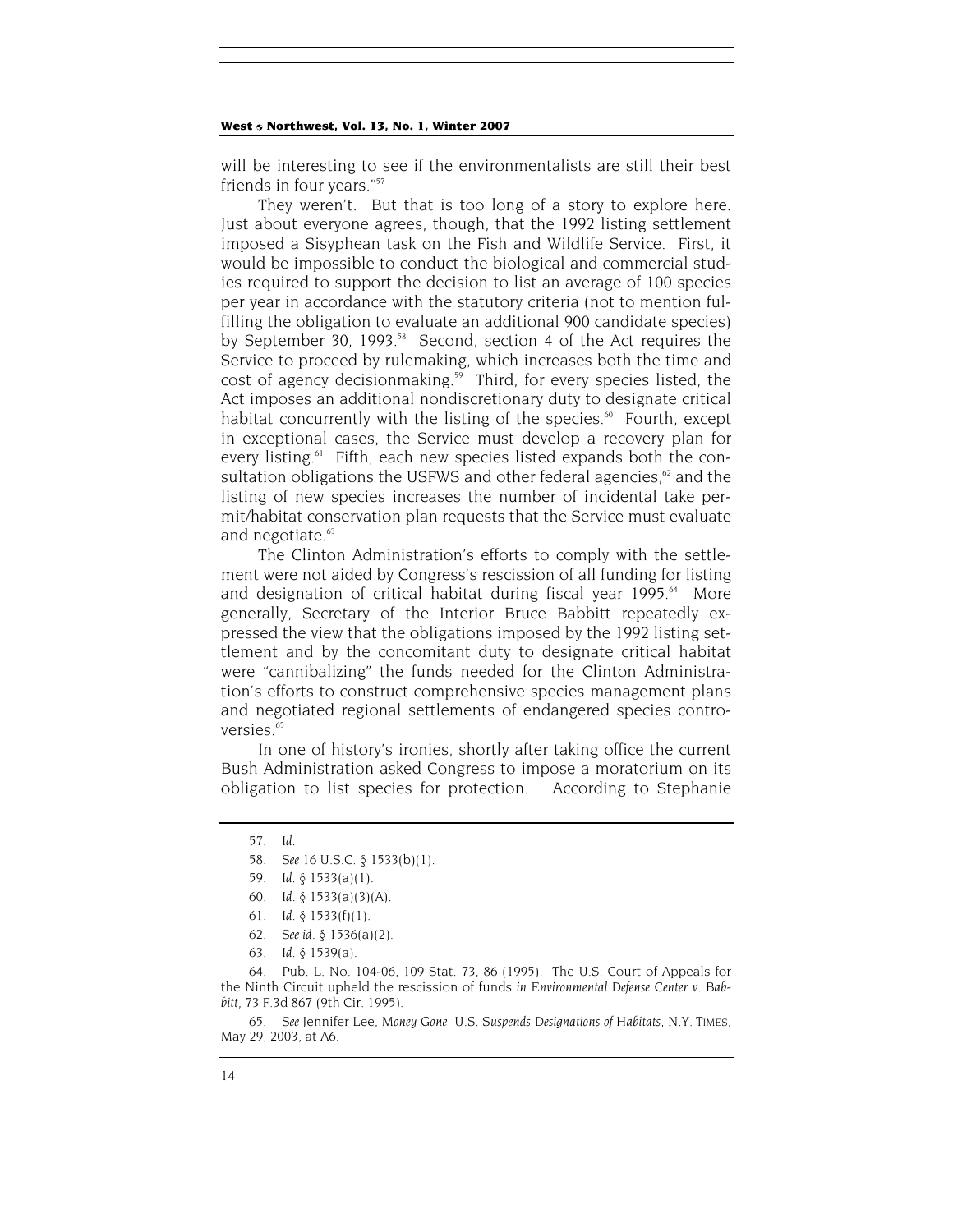will be interesting to see if the environmentalists are still their best friends in four years."[57]

They weren't. But that is too long of a story to explore here. Just about everyone agrees, though, that the 1992 listing settlement imposed a Sisyphean task on the Fish and Wildlife Service. First, it would be impossible to conduct the biological and commercial studies required to support the decision to list an average of 100 species per year in accordance with the statutory criteria (not to mention fulfilling the obligation to evaluate an additional 900 candidate species) by September 30, 1993.[58] Second, section 4 of the Act requires the Service to proceed by rulemaking, which increases both the time and cost of agency decisionmaking.[59] Third, for every species listed, the Act imposes an additional nondiscretionary duty to designate critical habitat concurrently with the listing of the species.[60] Fourth, except in exceptional cases, the Service must develop a recovery plan for every listing.[61] Fifth, each new species listed expands both the consultation obligations the USFWS and other federal agencies,[62] and the listing of new species increases the number of incidental take permit/habitat conservation plan requests that the Service must evaluate and negotiate.[63]

The Clinton Administration's efforts to comply with the settlement were not aided by Congress's rescission of all funding for listing and designation of critical habitat during fiscal year 1995.[64] More generally, Secretary of the Interior Bruce Babbitt repeatedly expressed the view that the obligations imposed by the 1992 listing settlement and by the concomitant duty to designate critical habitat were "cannibalizing" the funds needed for the Clinton Administration's efforts to construct comprehensive species management plans and negotiated regional settlements of endangered species controversies.[65]

In one of history's ironies, shortly after taking office the current Bush Administration asked Congress to impose a moratorium on its obligation to list species for protection. According to Stephanie

---

57. *Id.*

58. *See* 16 U.S.C. § 1533(b)(1).

59. *Id.* § 1533(a)(1).

60. *Id.* § 1533(a)(3)(A).

61. *Id.* § 1533(f)(1).

62. *See id.* § 1536(a)(2).

63. *Id.* § 1539(a).

64. Pub. L. No. 104-06, 109 Stat. 73, 86 (1995). The U.S. Court of Appeals for the Ninth Circuit upheld the rescission of funds *in Environmental Defense Center v. Babbitt*, 73 F.3d 867 (9th Cir. 1995).

65. *See* Jennifer Lee, *Money Gone, U.S. Suspends Designations of Habitats*, N.Y. TIMES, May 29, 2003, at A6.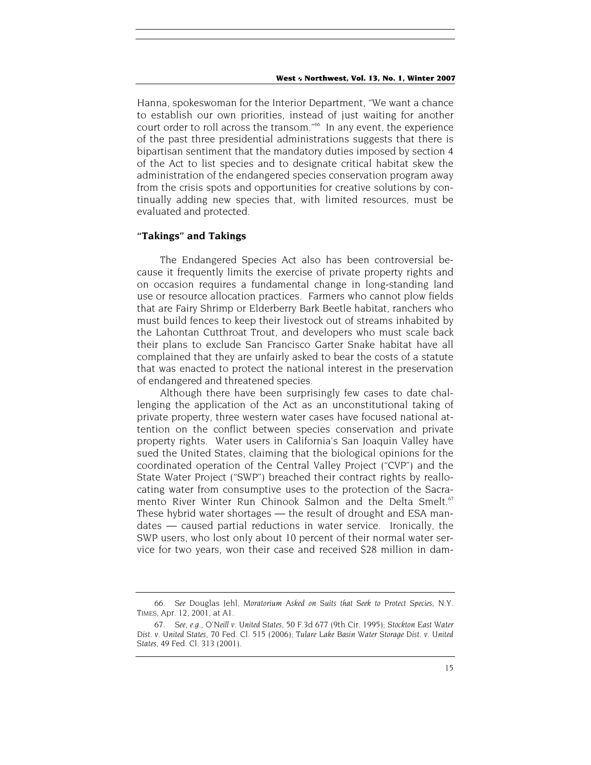Hanna, spokeswoman for the Interior Department, "We want a chance to establish our own priorities, instead of just waiting for another court order to roll across the transom."[66] In any event, the experience of the past three presidential administrations suggests that there is bipartisan sentiment that the mandatory duties imposed by section 4 of the Act to list species and to designate critical habitat skew the administration of the endangered species conservation program away from the crisis spots and opportunities for creative solutions by continually adding new species that, with limited resources, must be evaluated and protected.

### "Takings" and Takings

The Endangered Species Act also has been controversial because it frequently limits the exercise of private property rights and on occasion requires a fundamental change in long-standing land use or resource allocation practices. Farmers who cannot plow fields that are Fairy Shrimp or Elderberry Bark Beetle habitat, ranchers who must build fences to keep their livestock out of streams inhabited by the Lahontan Cutthroat Trout, and developers who must scale back their plans to exclude San Francisco Garter Snake habitat have all complained that they are unfairly asked to bear the costs of a statute that was enacted to protect the national interest in the preservation of endangered and threatened species.

Although there have been surprisingly few cases to date challenging the application of the Act as an unconstitutional taking of private property, three western water cases have focused national attention on the conflict between species conservation and private property rights. Water users in California's San Joaquin Valley have sued the United States, claiming that the biological opinions for the coordinated operation of the Central Valley Project ("CVP") and the State Water Project ("SWP") breached their contract rights by reallocating water from consumptive uses to the protection of the Sacramento River Winter Run Chinook Salmon and the Delta Smelt.[67] These hybrid water shortages — the result of drought and ESA mandates — caused partial reductions in water service. Ironically, the SWP users, who lost only about 10 percent of their normal water service for two years, won their case and received $28 million in dam-

66. *See* Douglas Jehl, *Moratorium Asked on Suits that Seek to Protect Species*, N.Y. TIMES, Apr. 12, 2001, at A1.

67. *See, e.g.*, *O'Neill v. United States*, 50 F.3d 677 (9th Cir. 1995); *Stockton East Water Dist. v. United States*, 70 Fed. Cl. 515 (2006); *Tulare Lake Basin Water Storage Dist. v. United States*, 49 Fed. Cl. 313 (2001).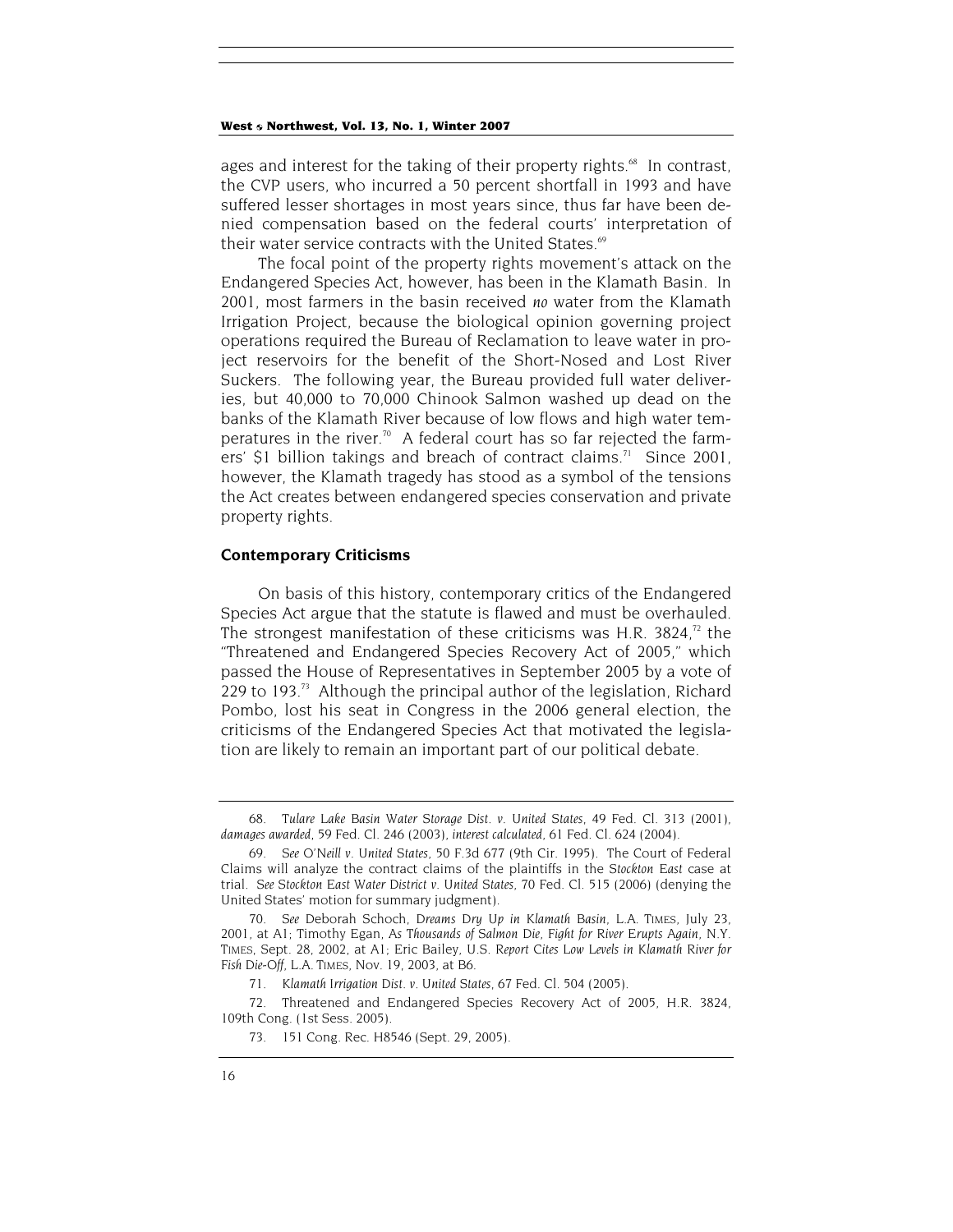ages and interest for the taking of their property rights.[68] In contrast, the CVP users, who incurred a 50 percent shortfall in 1993 and have suffered lesser shortages in most years since, thus far have been denied compensation based on the federal courts' interpretation of their water service contracts with the United States.[69]

The focal point of the property rights movement's attack on the Endangered Species Act, however, has been in the Klamath Basin. In 2001, most farmers in the basin received *no* water from the Klamath Irrigation Project, because the biological opinion governing project operations required the Bureau of Reclamation to leave water in project reservoirs for the benefit of the Short-Nosed and Lost River Suckers. The following year, the Bureau provided full water deliveries, but 40,000 to 70,000 Chinook Salmon washed up dead on the banks of the Klamath River because of low flows and high water temperatures in the river.[70] A federal court has so far rejected the farmers' $1 billion takings and breach of contract claims.[71] Since 2001, however, the Klamath tragedy has stood as a symbol of the tensions the Act creates between endangered species conservation and private property rights.

### Contemporary Criticisms

On basis of this history, contemporary critics of the Endangered Species Act argue that the statute is flawed and must be overhauled. The strongest manifestation of these criticisms was H.R. 3824,[72] the "Threatened and Endangered Species Recovery Act of 2005," which passed the House of Representatives in September 2005 by a vote of 229 to 193.[73] Although the principal author of the legislation, Richard Pombo, lost his seat in Congress in the 2006 general election, the criticisms of the Endangered Species Act that motivated the legislation are likely to remain an important part of our political debate.

---

68. *Tulare Lake Basin Water Storage Dist. v. United States*, 49 Fed. Cl. 313 (2001), *damages awarded*, 59 Fed. Cl. 246 (2003), *interest calculated*, 61 Fed. Cl. 624 (2004).

69. *See O'Neill v. United States*, 50 F.3d 677 (9th Cir. 1995). The Court of Federal Claims will analyze the contract claims of the plaintiffs in the *Stockton East* case at trial. *See Stockton East Water District v. United States*, 70 Fed. Cl. 515 (2006) (denying the United States' motion for summary judgment).

70. *See* Deborah Schoch, *Dreams Dry Up in Klamath Basin*, L.A. TIMES, July 23, 2001, at A1; Timothy Egan, *As Thousands of Salmon Die, Fight for River Erupts Again*, N.Y. TIMES, Sept. 28, 2002, at A1; Eric Bailey, *U.S. Report Cites Low Levels in Klamath River for Fish Die-Off*, L.A. TIMES, Nov. 19, 2003, at B6.

71. *Klamath Irrigation Dist. v. United States*, 67 Fed. Cl. 504 (2005).

72. Threatened and Endangered Species Recovery Act of 2005, H.R. 3824, 109th Cong. (1st Sess. 2005).

73. 151 Cong. Rec. H8546 (Sept. 29, 2005).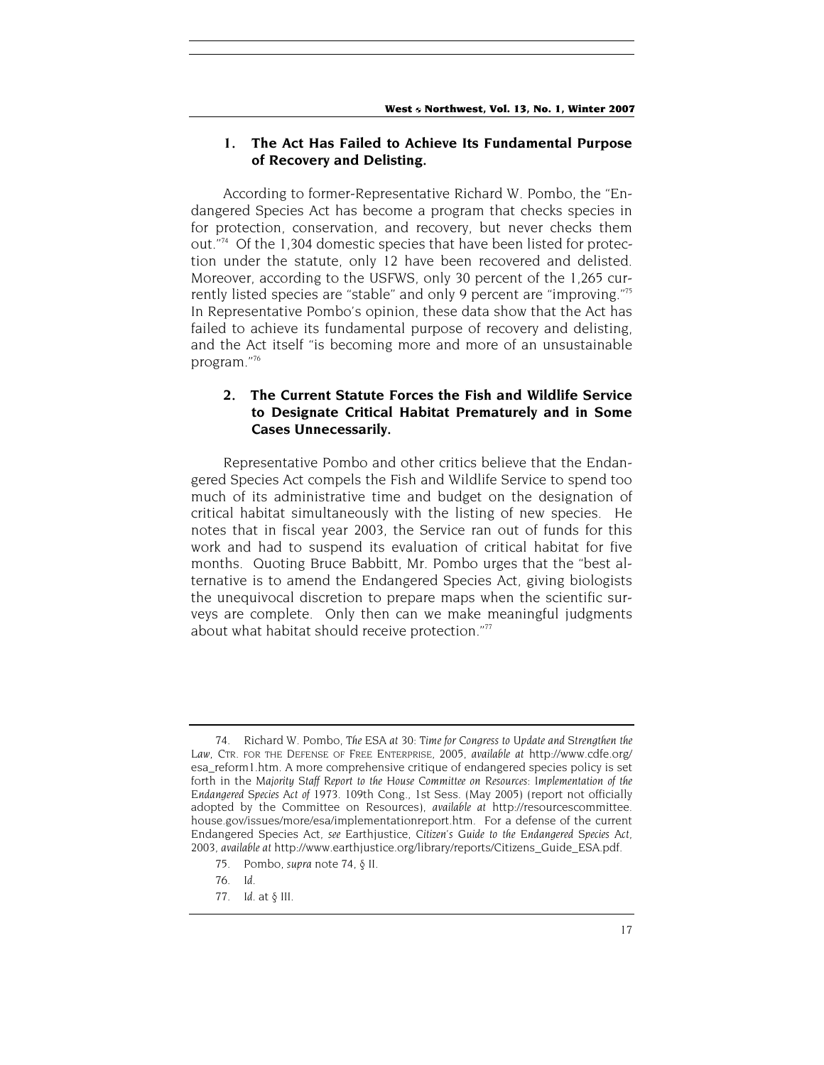### 1. The Act Has Failed to Achieve Its Fundamental Purpose of Recovery and Delisting.

According to former-Representative Richard W. Pombo, the "Endangered Species Act has become a program that checks species in for protection, conservation, and recovery, but never checks them out."[74] Of the 1,304 domestic species that have been listed for protection under the statute, only 12 have been recovered and delisted. Moreover, according to the USFWS, only 30 percent of the 1,265 currently listed species are "stable" and only 9 percent are "improving."[75] In Representative Pombo's opinion, these data show that the Act has failed to achieve its fundamental purpose of recovery and delisting, and the Act itself "is becoming more and more of an unsustainable program."[76]

### 2. The Current Statute Forces the Fish and Wildlife Service to Designate Critical Habitat Prematurely and in Some Cases Unnecessarily.

Representative Pombo and other critics believe that the Endangered Species Act compels the Fish and Wildlife Service to spend too much of its administrative time and budget on the designation of critical habitat simultaneously with the listing of new species. He notes that in fiscal year 2003, the Service ran out of funds for this work and had to suspend its evaluation of critical habitat for five months. Quoting Bruce Babbitt, Mr. Pombo urges that the "best alternative is to amend the Endangered Species Act, giving biologists the unequivocal discretion to prepare maps when the scientific surveys are complete. Only then can we make meaningful judgments about what habitat should receive protection."[77]

---

74. Richard W. Pombo, *The ESA at 30: Time for Congress to Update and Strengthen the Law*, CTR. FOR THE DEFENSE OF FREE ENTERPRISE, 2005, *available at* http://www.cdfe.org/esa_reform1.htm. A more comprehensive critique of endangered species policy is set forth in the *Majority Staff Report to the House Committee on Resources: Implementation of the Endangered Species Act of* 1973. 109th Cong., 1st Sess. (May 2005) (report not officially adopted by the Committee on Resources), *available at* http://resourcescommittee.house.gov/issues/more/esa/implementationreport.htm. For a defense of the current Endangered Species Act, *see* Earthjustice, *Citizen's Guide to the Endangered Species Act*, 2003, *available at* http://www.earthjustice.org/library/reports/Citizens_Guide_ESA.pdf.

75. Pombo, *supra* note 74, § II.

76. *Id.*

77. *Id.* at § III.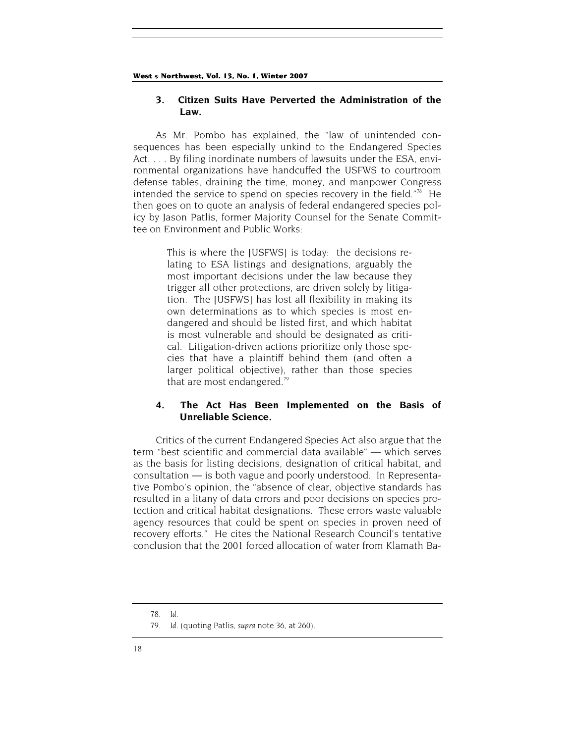### 3. Citizen Suits Have Perverted the Administration of the Law.

As Mr. Pombo has explained, the "law of unintended consequences has been especially unkind to the Endangered Species Act. . . . By filing inordinate numbers of lawsuits under the ESA, environmental organizations have handcuffed the USFWS to courtroom defense tables, draining the time, money, and manpower Congress intended the service to spend on species recovery in the field."[78] He then goes on to quote an analysis of federal endangered species policy by Jason Patlis, former Majority Counsel for the Senate Committee on Environment and Public Works:

> This is where the [USFWS] is today: the decisions relating to ESA listings and designations, arguably the most important decisions under the law because they trigger all other protections, are driven solely by litigation. The [USFWS] has lost all flexibility in making its own determinations as to which species is most endangered and should be listed first, and which habitat is most vulnerable and should be designated as critical. Litigation-driven actions prioritize only those species that have a plaintiff behind them (and often a larger political objective), rather than those species that are most endangered.[79]

### 4. The Act Has Been Implemented on the Basis of Unreliable Science.

Critics of the current Endangered Species Act also argue that the term "best scientific and commercial data available" — which serves as the basis for listing decisions, designation of critical habitat, and consultation — is both vague and poorly understood. In Representative Pombo's opinion, the "absence of clear, objective standards has resulted in a litany of data errors and poor decisions on species protection and critical habitat designations. These errors waste valuable agency resources that could be spent on species in proven need of recovery efforts." He cites the National Research Council's tentative conclusion that the 2001 forced allocation of water from Klamath Ba-

---

78. *Id.*

79. *Id.* (quoting Patlis, *supra* note 36, at 260).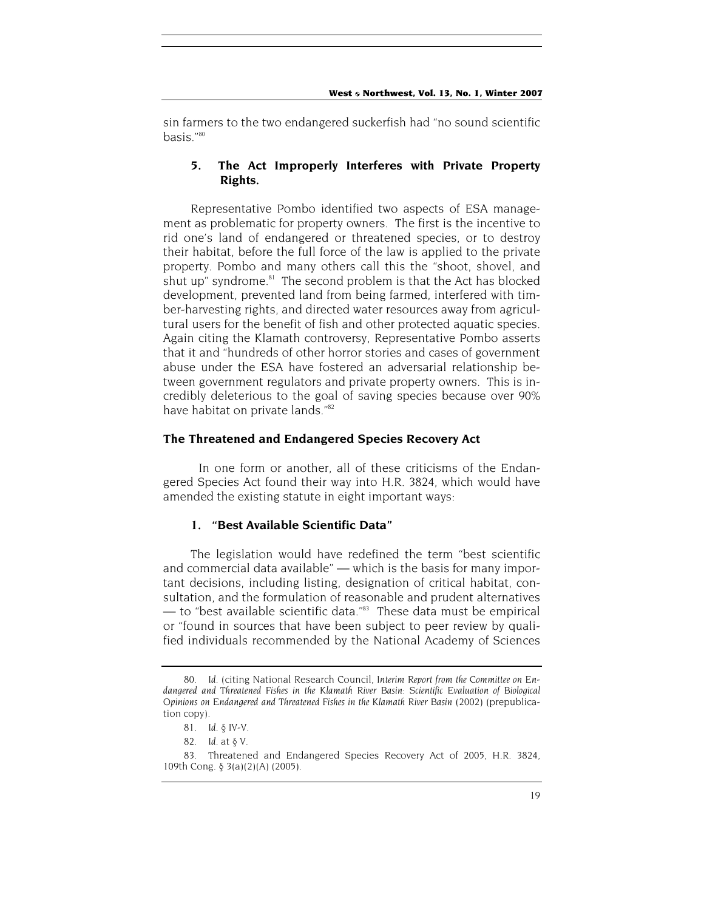sin farmers to the two endangered suckerfish had "no sound scientific basis."[80]

### 5. The Act Improperly Interferes with Private Property Rights.

Representative Pombo identified two aspects of ESA management as problematic for property owners. The first is the incentive to rid one's land of endangered or threatened species, or to destroy their habitat, before the full force of the law is applied to the private property. Pombo and many others call this the "shoot, shovel, and shut up" syndrome.[81] The second problem is that the Act has blocked development, prevented land from being farmed, interfered with timber-harvesting rights, and directed water resources away from agricultural users for the benefit of fish and other protected aquatic species. Again citing the Klamath controversy, Representative Pombo asserts that it and "hundreds of other horror stories and cases of government abuse under the ESA have fostered an adversarial relationship between government regulators and private property owners. This is incredibly deleterious to the goal of saving species because over 90% have habitat on private lands."[82]

## The Threatened and Endangered Species Recovery Act

In one form or another, all of these criticisms of the Endangered Species Act found their way into H.R. 3824, which would have amended the existing statute in eight important ways:

### 1. "Best Available Scientific Data"

The legislation would have redefined the term "best scientific and commercial data available" — which is the basis for many important decisions, including listing, designation of critical habitat, consultation, and the formulation of reasonable and prudent alternatives — to "best available scientific data."[83] These data must be empirical or "found in sources that have been subject to peer review by qualified individuals recommended by the National Academy of Sciences

---

80. *Id.* (citing National Research Council, *Interim Report from the Committee on Endangered and Threatened Fishes in the Klamath River Basin: Scientific Evaluation of Biological Opinions on Endangered and Threatened Fishes in the Klamath River Basin* (2002) (prepublication copy).

81. *Id.* § IV-V.

82. *Id.* at § V.

83. Threatened and Endangered Species Recovery Act of 2005, H.R. 3824, 109th Cong. § 3(a)(2)(A) (2005).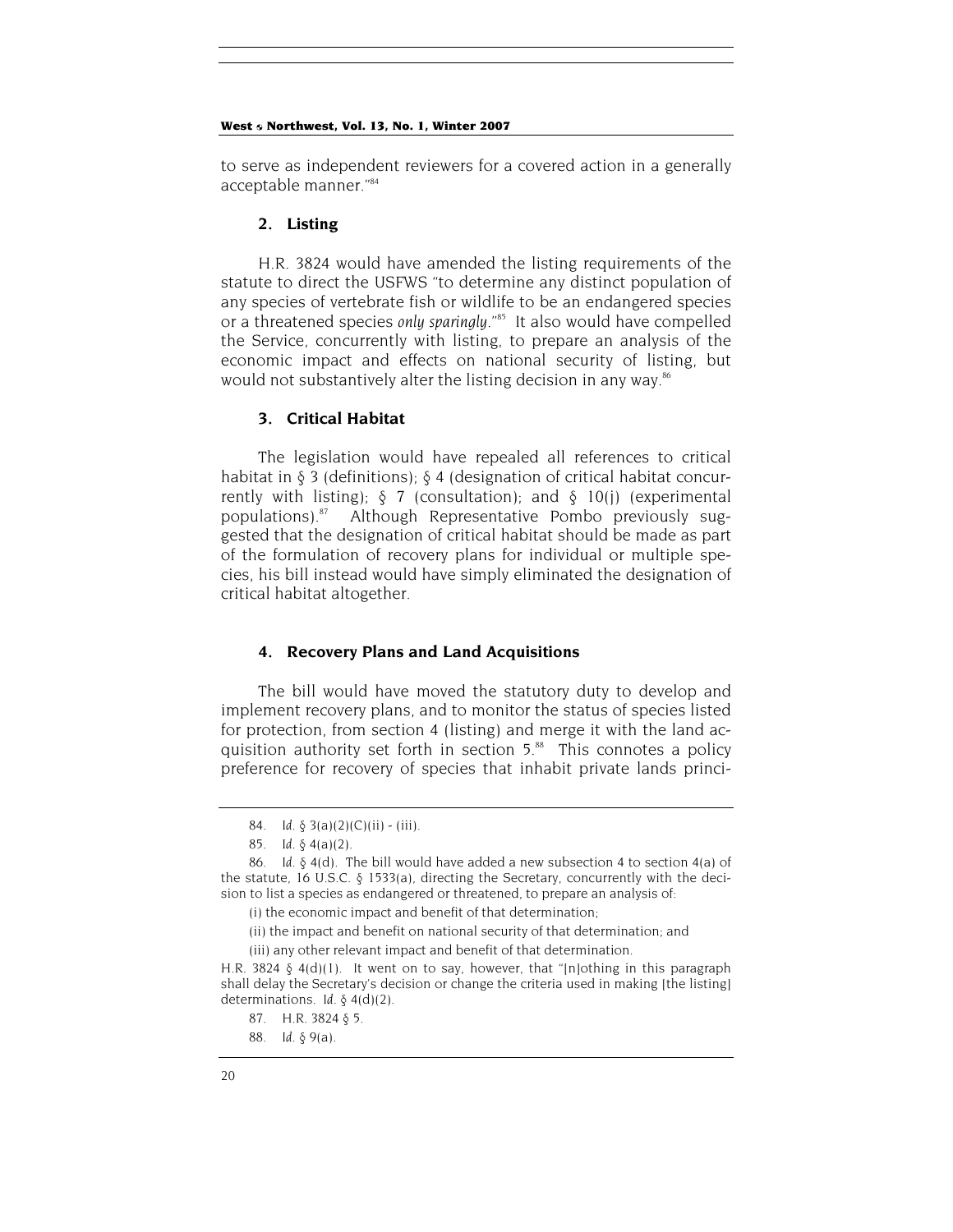to serve as independent reviewers for a covered action in a generally acceptable manner."[84]

### 2. Listing

H.R. 3824 would have amended the listing requirements of the statute to direct the USFWS "to determine any distinct population of any species of vertebrate fish or wildlife to be an endangered species or a threatened species *only sparingly*."[85] It also would have compelled the Service, concurrently with listing, to prepare an analysis of the economic impact and effects on national security of listing, but would not substantively alter the listing decision in any way.[86]

### 3. Critical Habitat

The legislation would have repealed all references to critical habitat in § 3 (definitions); § 4 (designation of critical habitat concurrently with listing); § 7 (consultation); and § 10(j) (experimental populations).[87] Although Representative Pombo previously suggested that the designation of critical habitat should be made as part of the formulation of recovery plans for individual or multiple species, his bill instead would have simply eliminated the designation of critical habitat altogether.

### 4. Recovery Plans and Land Acquisitions

The bill would have moved the statutory duty to develop and implement recovery plans, and to monitor the status of species listed for protection, from section 4 (listing) and merge it with the land acquisition authority set forth in section 5.[88] This connotes a policy preference for recovery of species that inhabit private lands princi-

---

84. *Id.* § 3(a)(2)(C)(ii) - (iii).

85. *Id.* § 4(a)(2).

86. *Id.* § 4(d). The bill would have added a new subsection 4 to section 4(a) of the statute, 16 U.S.C. § 1533(a), directing the Secretary, concurrently with the decision to list a species as endangered or threatened, to prepare an analysis of:

(i) the economic impact and benefit of that determination;

(ii) the impact and benefit on national security of that determination; and

(iii) any other relevant impact and benefit of that determination.

H.R. 3824 § 4(d)(1). It went on to say, however, that "[n]othing in this paragraph shall delay the Secretary's decision or change the criteria used in making [the listing] determinations. *Id.* § 4(d)(2).

87. H.R. 3824 § 5.

88. *Id.* § 9(a).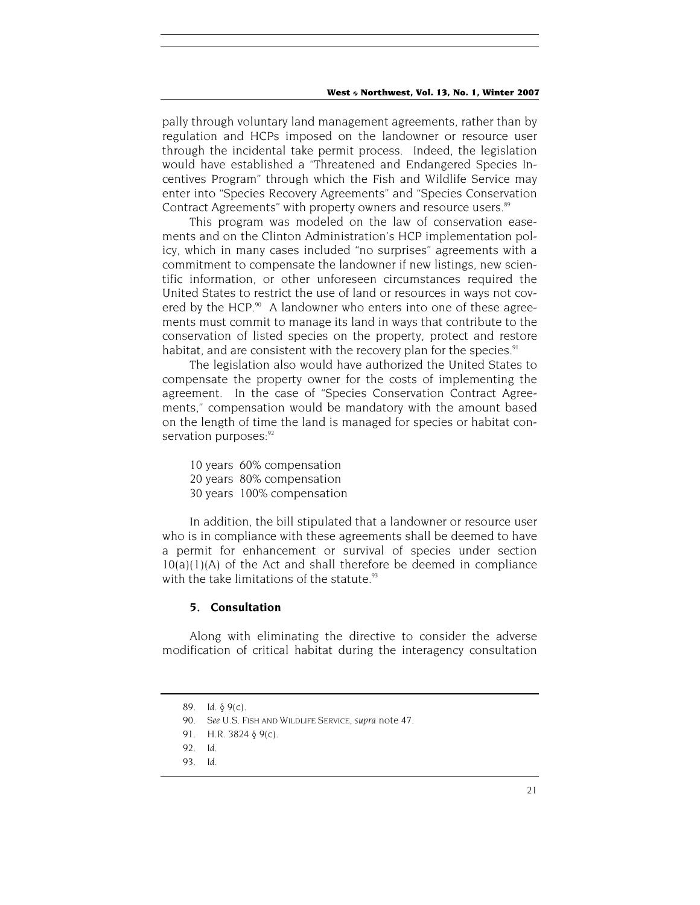pally through voluntary land management agreements, rather than by regulation and HCPs imposed on the landowner or resource user through the incidental take permit process. Indeed, the legislation would have established a "Threatened and Endangered Species Incentives Program" through which the Fish and Wildlife Service may enter into "Species Recovery Agreements" and "Species Conservation Contract Agreements" with property owners and resource users.[89]

This program was modeled on the law of conservation easements and on the Clinton Administration's HCP implementation policy, which in many cases included "no surprises" agreements with a commitment to compensate the landowner if new listings, new scientific information, or other unforeseen circumstances required the United States to restrict the use of land or resources in ways not covered by the HCP.[90] A landowner who enters into one of these agreements must commit to manage its land in ways that contribute to the conservation of listed species on the property, protect and restore habitat, and are consistent with the recovery plan for the species.[91]

The legislation also would have authorized the United States to compensate the property owner for the costs of implementing the agreement. In the case of "Species Conservation Contract Agreements," compensation would be mandatory with the amount based on the length of time the land is managed for species or habitat conservation purposes:[92]

10 years 60% compensation
20 years 80% compensation
30 years 100% compensation

In addition, the bill stipulated that a landowner or resource user who is in compliance with these agreements shall be deemed to have a permit for enhancement or survival of species under section 10(a)(1)(A) of the Act and shall therefore be deemed in compliance with the take limitations of the statute.[93]

### 5. Consultation

Along with eliminating the directive to consider the adverse modification of critical habitat during the interagency consultation

---

89. *Id.* § 9(c).

90. *See* U.S. FISH AND WILDLIFE SERVICE, *supra* note 47.

91. H.R. 3824 § 9(c).

92. *Id.*

93. *Id.*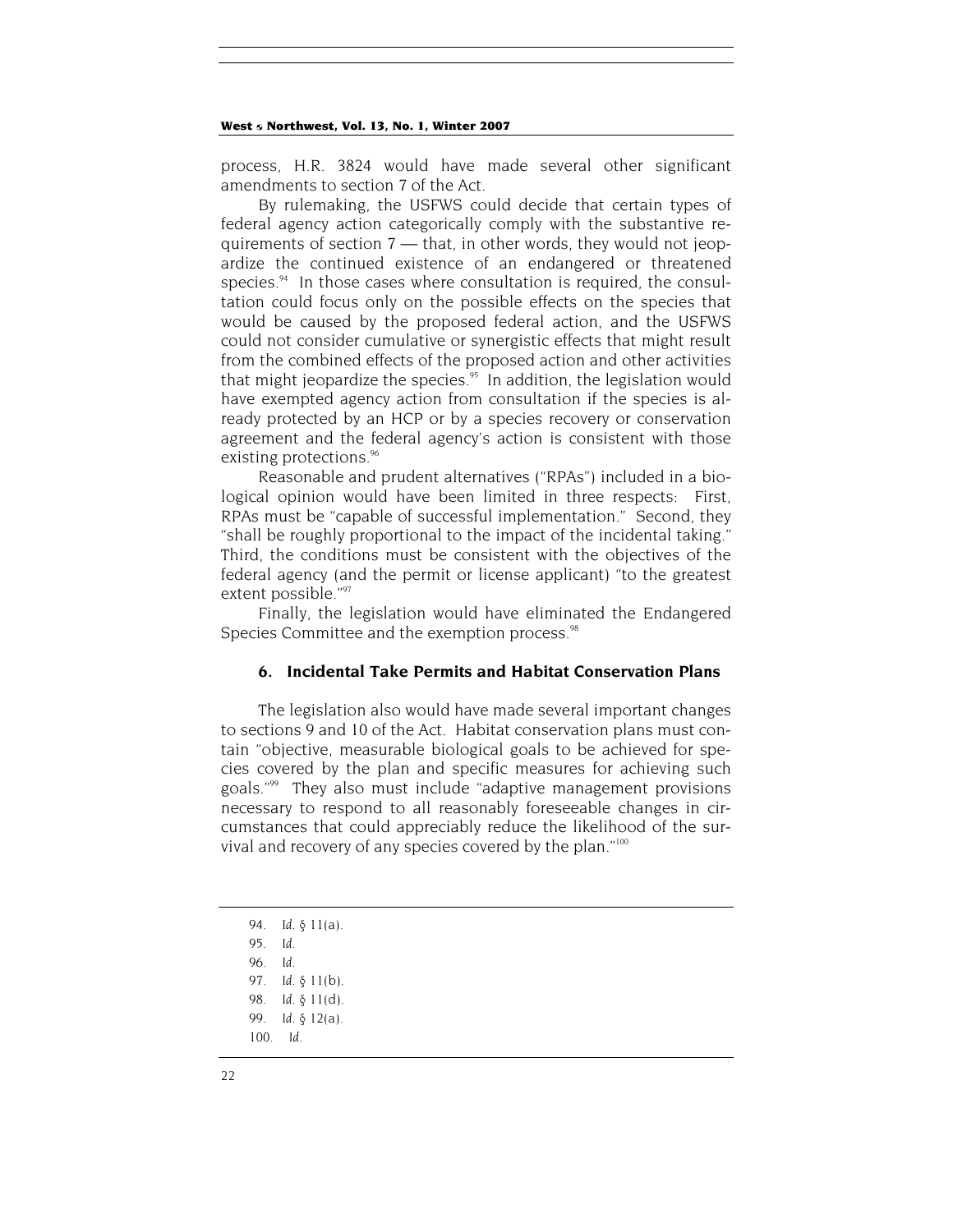process, H.R. 3824 would have made several other significant amendments to section 7 of the Act.

By rulemaking, the USFWS could decide that certain types of federal agency action categorically comply with the substantive requirements of section 7 — that, in other words, they would not jeopardize the continued existence of an endangered or threatened species.[94] In those cases where consultation is required, the consultation could focus only on the possible effects on the species that would be caused by the proposed federal action, and the USFWS could not consider cumulative or synergistic effects that might result from the combined effects of the proposed action and other activities that might jeopardize the species.[95] In addition, the legislation would have exempted agency action from consultation if the species is already protected by an HCP or by a species recovery or conservation agreement and the federal agency's action is consistent with those existing protections.[96]

Reasonable and prudent alternatives ("RPAs") included in a biological opinion would have been limited in three respects: First, RPAs must be "capable of successful implementation." Second, they "shall be roughly proportional to the impact of the incidental taking." Third, the conditions must be consistent with the objectives of the federal agency (and the permit or license applicant) "to the greatest extent possible."[97]

Finally, the legislation would have eliminated the Endangered Species Committee and the exemption process.[98]

### 6. Incidental Take Permits and Habitat Conservation Plans

The legislation also would have made several important changes to sections 9 and 10 of the Act. Habitat conservation plans must contain "objective, measurable biological goals to be achieved for species covered by the plan and specific measures for achieving such goals."[99] They also must include "adaptive management provisions necessary to respond to all reasonably foreseeable changes in circumstances that could appreciably reduce the likelihood of the survival and recovery of any species covered by the plan."[100]

---

94. *Id.* § 11(a).

95. *Id.*

96. *Id.*

97. *Id.* § 11(b).

98. *Id.* § 11(d).

99. *Id.* § 12(a).

100. *Id.*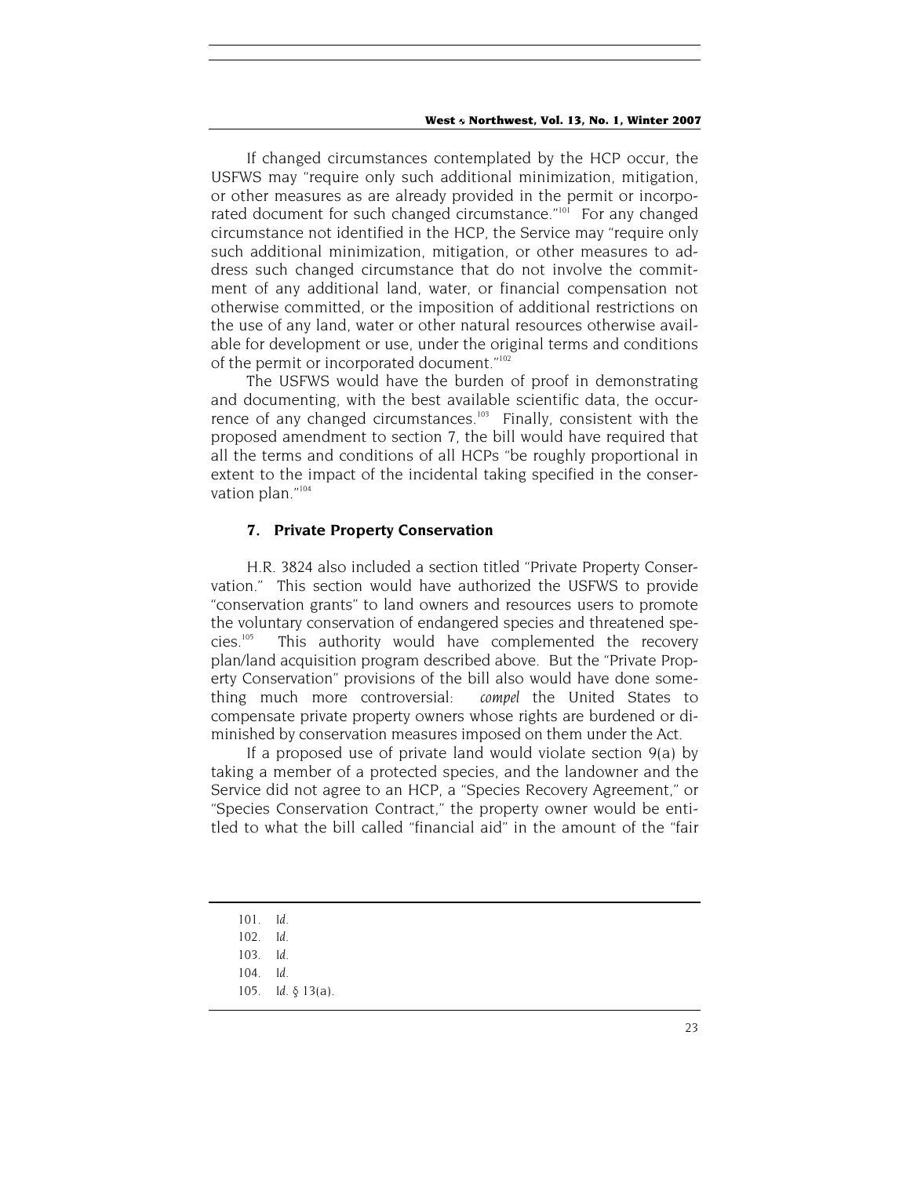If changed circumstances contemplated by the HCP occur, the USFWS may "require only such additional minimization, mitigation, or other measures as are already provided in the permit or incorporated document for such changed circumstance."[101] For any changed circumstance not identified in the HCP, the Service may "require only such additional minimization, mitigation, or other measures to address such changed circumstance that do not involve the commitment of any additional land, water, or financial compensation not otherwise committed, or the imposition of additional restrictions on the use of any land, water or other natural resources otherwise available for development or use, under the original terms and conditions of the permit or incorporated document."[102]

The USFWS would have the burden of proof in demonstrating and documenting, with the best available scientific data, the occurrence of any changed circumstances.[103] Finally, consistent with the proposed amendment to section 7, the bill would have required that all the terms and conditions of all HCPs "be roughly proportional in extent to the impact of the incidental taking specified in the conservation plan."[104]

### 7. Private Property Conservation

H.R. 3824 also included a section titled "Private Property Conservation." This section would have authorized the USFWS to provide "conservation grants" to land owners and resources users to promote the voluntary conservation of endangered species and threatened species.[105] This authority would have complemented the recovery plan/land acquisition program described above. But the "Private Property Conservation" provisions of the bill also would have done something much more controversial: *compel* the United States to compensate private property owners whose rights are burdened or diminished by conservation measures imposed on them under the Act.

If a proposed use of private land would violate section 9(a) by taking a member of a protected species, and the landowner and the Service did not agree to an HCP, a "Species Recovery Agreement," or "Species Conservation Contract," the property owner would be entitled to what the bill called "financial aid" in the amount of the "fair

---

101. *Id.*
102. *Id.*
103. *Id.*
104. *Id.*
105. *Id.* § 13(a).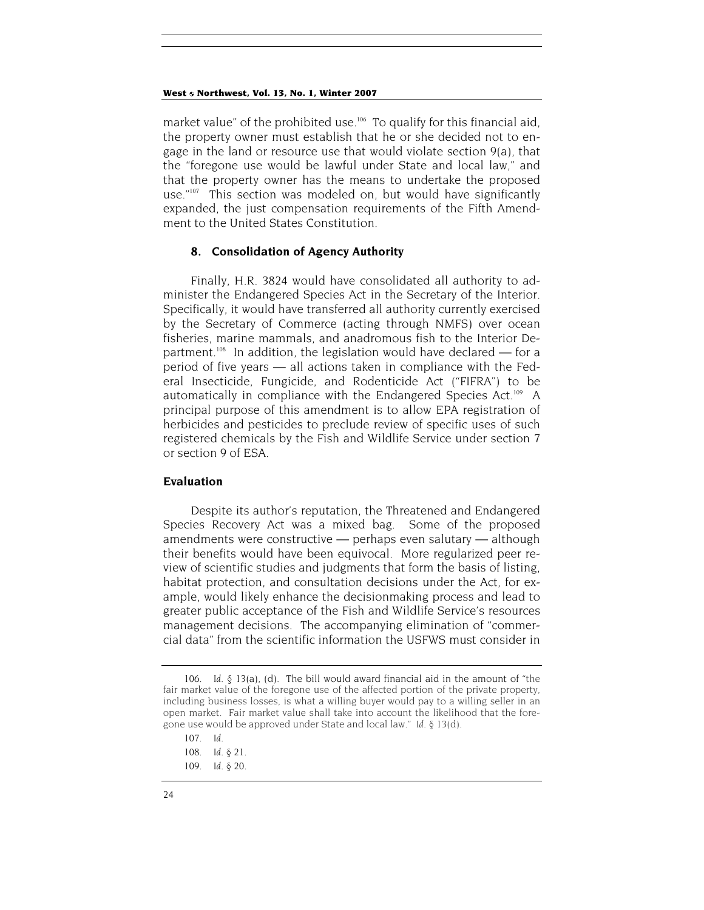market value" of the prohibited use.[106] To qualify for this financial aid, the property owner must establish that he or she decided not to engage in the land or resource use that would violate section 9(a), that the "foregone use would be lawful under State and local law," and that the property owner has the means to undertake the proposed use."[107] This section was modeled on, but would have significantly expanded, the just compensation requirements of the Fifth Amendment to the United States Constitution.

### 8. Consolidation of Agency Authority

Finally, H.R. 3824 would have consolidated all authority to administer the Endangered Species Act in the Secretary of the Interior. Specifically, it would have transferred all authority currently exercised by the Secretary of Commerce (acting through NMFS) over ocean fisheries, marine mammals, and anadromous fish to the Interior Department.[108] In addition, the legislation would have declared — for a period of five years — all actions taken in compliance with the Federal Insecticide, Fungicide, and Rodenticide Act ("FIFRA") to be automatically in compliance with the Endangered Species Act.[109] A principal purpose of this amendment is to allow EPA registration of herbicides and pesticides to preclude review of specific uses of such registered chemicals by the Fish and Wildlife Service under section 7 or section 9 of ESA.

## Evaluation

Despite its author's reputation, the Threatened and Endangered Species Recovery Act was a mixed bag. Some of the proposed amendments were constructive — perhaps even salutary — although their benefits would have been equivocal. More regularized peer review of scientific studies and judgments that form the basis of listing, habitat protection, and consultation decisions under the Act, for example, would likely enhance the decisionmaking process and lead to greater public acceptance of the Fish and Wildlife Service's resources management decisions. The accompanying elimination of "commercial data" from the scientific information the USFWS must consider in

---

106. *Id.* § 13(a), (d). The bill would award financial aid in the amount of "the fair market value of the foregone use of the affected portion of the private property, including business losses, is what a willing buyer would pay to a willing seller in an open market. Fair market value shall take into account the likelihood that the foregone use would be approved under State and local law." *Id.* § 13(d).

107. *Id.*

108. *Id.* § 21.

109. *Id.* § 20.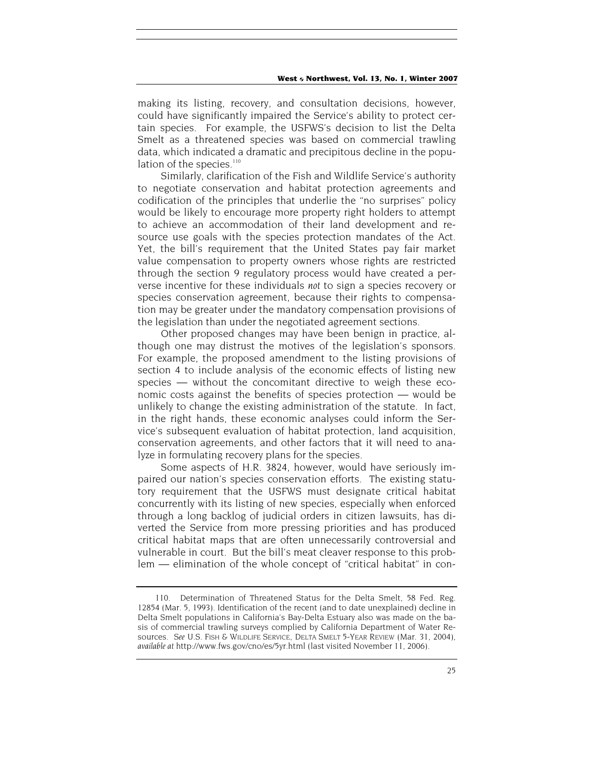making its listing, recovery, and consultation decisions, however, could have significantly impaired the Service's ability to protect certain species. For example, the USFWS's decision to list the Delta Smelt as a threatened species was based on commercial trawling data, which indicated a dramatic and precipitous decline in the population of the species.[110]

Similarly, clarification of the Fish and Wildlife Service's authority to negotiate conservation and habitat protection agreements and codification of the principles that underlie the "no surprises" policy would be likely to encourage more property right holders to attempt to achieve an accommodation of their land development and resource use goals with the species protection mandates of the Act. Yet, the bill's requirement that the United States pay fair market value compensation to property owners whose rights are restricted through the section 9 regulatory process would have created a perverse incentive for these individuals *not* to sign a species recovery or species conservation agreement, because their rights to compensation may be greater under the mandatory compensation provisions of the legislation than under the negotiated agreement sections.

Other proposed changes may have been benign in practice, although one may distrust the motives of the legislation's sponsors. For example, the proposed amendment to the listing provisions of section 4 to include analysis of the economic effects of listing new species — without the concomitant directive to weigh these economic costs against the benefits of species protection — would be unlikely to change the existing administration of the statute. In fact, in the right hands, these economic analyses could inform the Service's subsequent evaluation of habitat protection, land acquisition, conservation agreements, and other factors that it will need to analyze in formulating recovery plans for the species.

Some aspects of H.R. 3824, however, would have seriously impaired our nation's species conservation efforts. The existing statutory requirement that the USFWS must designate critical habitat concurrently with its listing of new species, especially when enforced through a long backlog of judicial orders in citizen lawsuits, has diverted the Service from more pressing priorities and has produced critical habitat maps that are often unnecessarily controversial and vulnerable in court. But the bill's meat cleaver response to this problem — elimination of the whole concept of "critical habitat" in con-

---

110. Determination of Threatened Status for the Delta Smelt, 58 Fed. Reg. 12854 (Mar. 5, 1993). Identification of the recent (and to date unexplained) decline in Delta Smelt populations in California's Bay-Delta Estuary also was made on the basis of commercial trawling surveys complied by California Department of Water Resources. *See* U.S. FISH & WILDLIFE SERVICE, DELTA SMELT 5-YEAR REVIEW (Mar. 31, 2004), *available at* http://www.fws.gov/cno/es/5yr.html (last visited November 11, 2006).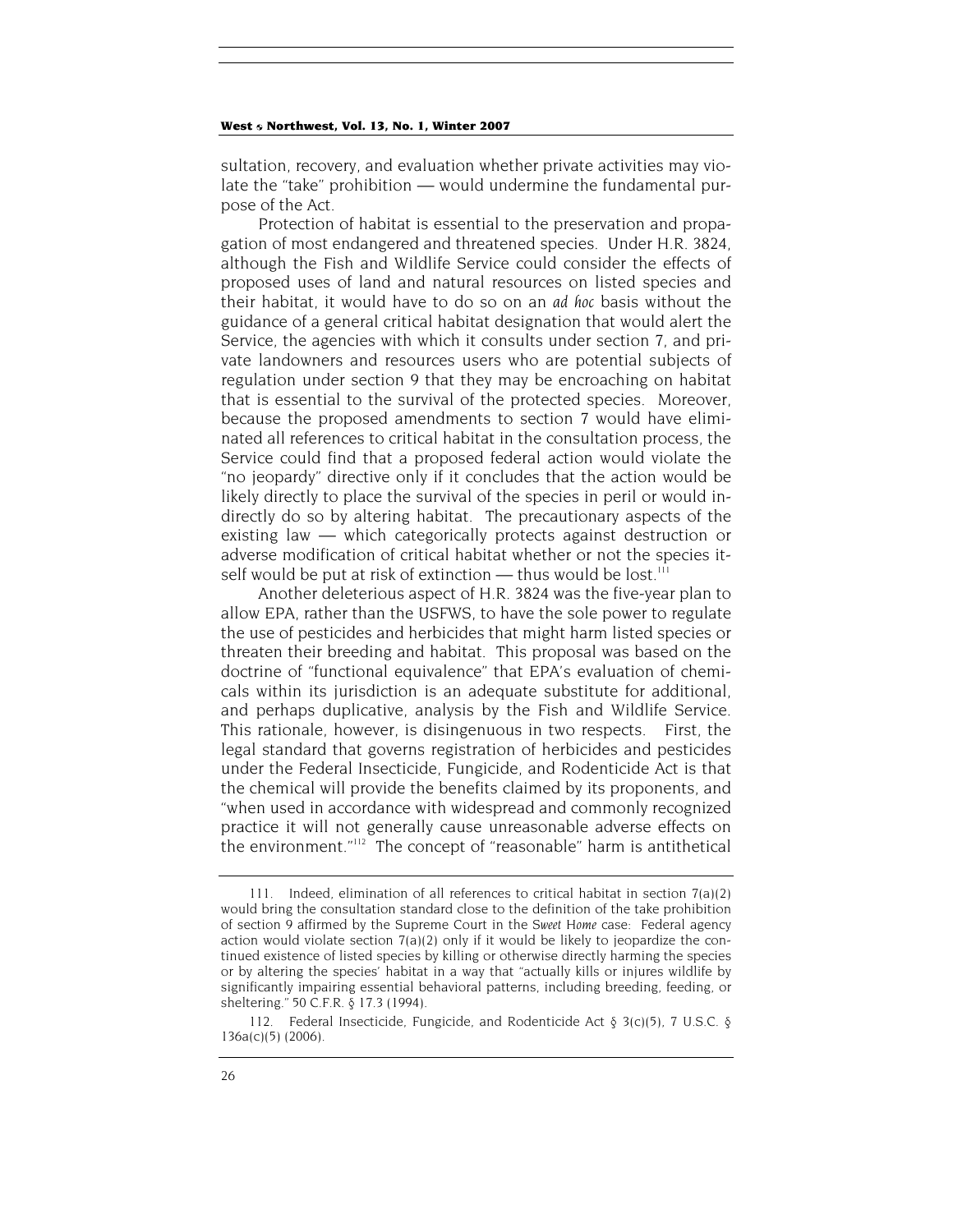sultation, recovery, and evaluation whether private activities may violate the "take" prohibition — would undermine the fundamental purpose of the Act.

Protection of habitat is essential to the preservation and propagation of most endangered and threatened species. Under H.R. 3824, although the Fish and Wildlife Service could consider the effects of proposed uses of land and natural resources on listed species and their habitat, it would have to do so on an *ad hoc* basis without the guidance of a general critical habitat designation that would alert the Service, the agencies with which it consults under section 7, and private landowners and resources users who are potential subjects of regulation under section 9 that they may be encroaching on habitat that is essential to the survival of the protected species. Moreover, because the proposed amendments to section 7 would have eliminated all references to critical habitat in the consultation process, the Service could find that a proposed federal action would violate the "no jeopardy" directive only if it concludes that the action would be likely directly to place the survival of the species in peril or would indirectly do so by altering habitat. The precautionary aspects of the existing law — which categorically protects against destruction or adverse modification of critical habitat whether or not the species itself would be put at risk of extinction — thus would be lost.[111]

Another deleterious aspect of H.R. 3824 was the five-year plan to allow EPA, rather than the USFWS, to have the sole power to regulate the use of pesticides and herbicides that might harm listed species or threaten their breeding and habitat. This proposal was based on the doctrine of "functional equivalence" that EPA's evaluation of chemicals within its jurisdiction is an adequate substitute for additional, and perhaps duplicative, analysis by the Fish and Wildlife Service. This rationale, however, is disingenuous in two respects. First, the legal standard that governs registration of herbicides and pesticides under the Federal Insecticide, Fungicide, and Rodenticide Act is that the chemical will provide the benefits claimed by its proponents, and "when used in accordance with widespread and commonly recognized practice it will not generally cause unreasonable adverse effects on the environment."[112] The concept of "reasonable" harm is antithetical

---

111. Indeed, elimination of all references to critical habitat in section 7(a)(2) would bring the consultation standard close to the definition of the take prohibition of section 9 affirmed by the Supreme Court in the *Sweet Home* case: Federal agency action would violate section 7(a)(2) only if it would be likely to jeopardize the continued existence of listed species by killing or otherwise directly harming the species or by altering the species' habitat in a way that "actually kills or injures wildlife by significantly impairing essential behavioral patterns, including breeding, feeding, or sheltering." 50 C.F.R. § 17.3 (1994).

112. Federal Insecticide, Fungicide, and Rodenticide Act § 3(c)(5), 7 U.S.C. § 136a(c)(5) (2006).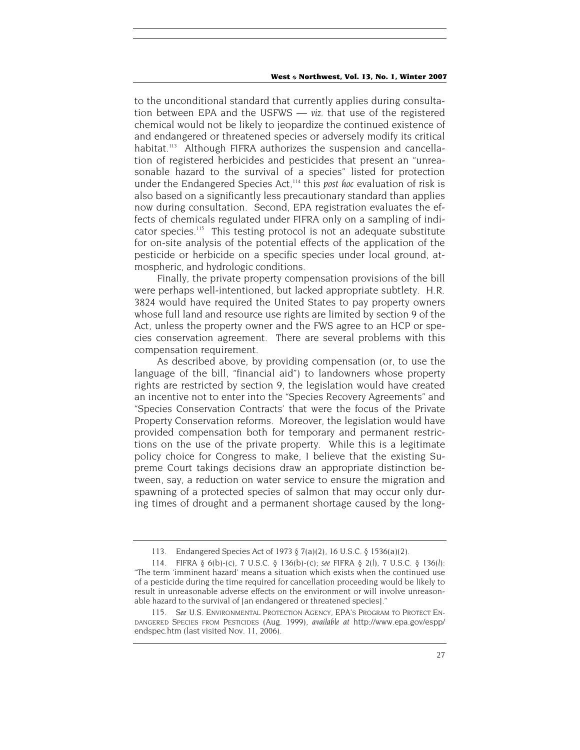to the unconditional standard that currently applies during consultation between EPA and the USFWS — *viz.* that use of the registered chemical would not be likely to jeopardize the continued existence of and endangered or threatened species or adversely modify its critical habitat.[113] Although FIFRA authorizes the suspension and cancellation of registered herbicides and pesticides that present an "unreasonable hazard to the survival of a species" listed for protection under the Endangered Species Act,[114] this *post hoc* evaluation of risk is also based on a significantly less precautionary standard than applies now during consultation. Second, EPA registration evaluates the effects of chemicals regulated under FIFRA only on a sampling of indicator species.[115] This testing protocol is not an adequate substitute for on-site analysis of the potential effects of the application of the pesticide or herbicide on a specific species under local ground, atmospheric, and hydrologic conditions.

Finally, the private property compensation provisions of the bill were perhaps well-intentioned, but lacked appropriate subtlety. H.R. 3824 would have required the United States to pay property owners whose full land and resource use rights are limited by section 9 of the Act, unless the property owner and the FWS agree to an HCP or species conservation agreement. There are several problems with this compensation requirement.

As described above, by providing compensation (or, to use the language of the bill, "financial aid") to landowners whose property rights are restricted by section 9, the legislation would have created an incentive not to enter into the "Species Recovery Agreements" and "Species Conservation Contracts' that were the focus of the Private Property Conservation reforms. Moreover, the legislation would have provided compensation both for temporary and permanent restrictions on the use of the private property. While this is a legitimate policy choice for Congress to make, I believe that the existing Supreme Court takings decisions draw an appropriate distinction between, say, a reduction on water service to ensure the migration and spawning of a protected species of salmon that may occur only during times of drought and a permanent shortage caused by the long-

---

113. Endangered Species Act of 1973 § 7(a)(2), 16 U.S.C. § 1536(a)(2).

114. FIFRA § 6(b)-(c), 7 U.S.C. § 136(b)-(c); *see* FIFRA § 2(*l*), 7 U.S.C. § 136(*l*): "The term 'imminent hazard' means a situation which exists when the continued use of a pesticide during the time required for cancellation proceeding would be likely to result in unreasonable adverse effects on the environment or will involve unreasonable hazard to the survival of [an endangered or threatened species]."

115. *See* U.S. Environmental Protection Agency, EPA's Program to Protect Endangered Species from Pesticides (Aug. 1999), *available at* http://www.epa.gov/espp/endspec.htm (last visited Nov. 11, 2006).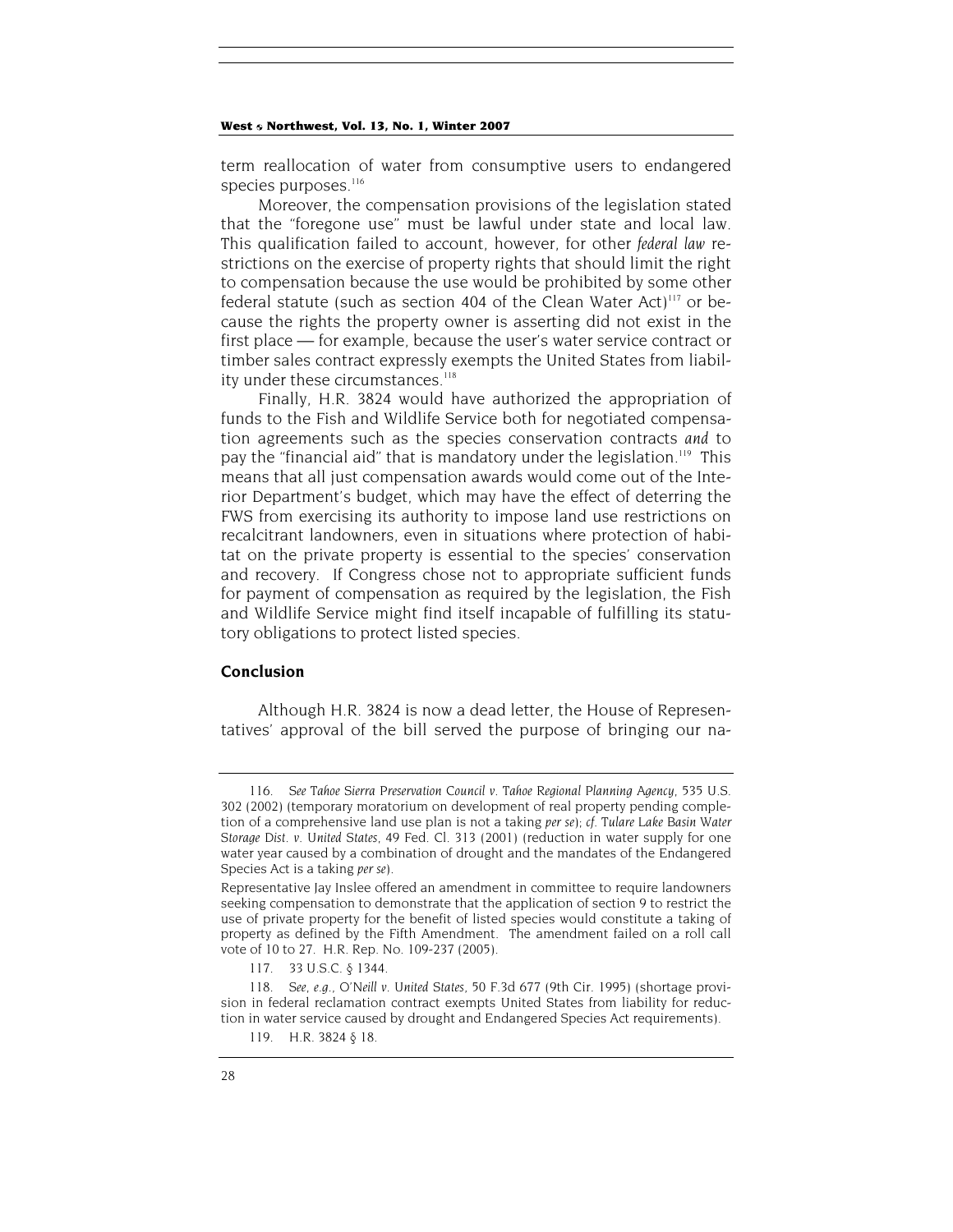term reallocation of water from consumptive users to endangered species purposes.[116]

Moreover, the compensation provisions of the legislation stated that the "foregone use" must be lawful under state and local law. This qualification failed to account, however, for other *federal law* restrictions on the exercise of property rights that should limit the right to compensation because the use would be prohibited by some other federal statute (such as section 404 of the Clean Water Act)[117] or because the rights the property owner is asserting did not exist in the first place — for example, because the user's water service contract or timber sales contract expressly exempts the United States from liability under these circumstances.[118]

Finally, H.R. 3824 would have authorized the appropriation of funds to the Fish and Wildlife Service both for negotiated compensation agreements such as the species conservation contracts *and* to pay the "financial aid" that is mandatory under the legislation.[119] This means that all just compensation awards would come out of the Interior Department's budget, which may have the effect of deterring the FWS from exercising its authority to impose land use restrictions on recalcitrant landowners, even in situations where protection of habitat on the private property is essential to the species' conservation and recovery. If Congress chose not to appropriate sufficient funds for payment of compensation as required by the legislation, the Fish and Wildlife Service might find itself incapable of fulfilling its statutory obligations to protect listed species.

## Conclusion

Although H.R. 3824 is now a dead letter, the House of Representatives' approval of the bill served the purpose of bringing our na-

---

116. *See Tahoe Sierra Preservation Council v. Tahoe Regional Planning Agency*, 535 U.S. 302 (2002) (temporary moratorium on development of real property pending completion of a comprehensive land use plan is not a taking *per se*); *cf. Tulare Lake Basin Water Storage Dist. v. United States*, 49 Fed. Cl. 313 (2001) (reduction in water supply for one water year caused by a combination of drought and the mandates of the Endangered Species Act is a taking *per se*).

Representative Jay Inslee offered an amendment in committee to require landowners seeking compensation to demonstrate that the application of section 9 to restrict the use of private property for the benefit of listed species would constitute a taking of property as defined by the Fifth Amendment. The amendment failed on a roll call vote of 10 to 27. H.R. Rep. No. 109-237 (2005).

117. 33 U.S.C. § 1344.

118. *See, e.g., O'Neill v. United States*, 50 F.3d 677 (9th Cir. 1995) (shortage provision in federal reclamation contract exempts United States from liability for reduction in water service caused by drought and Endangered Species Act requirements).

119. H.R. 3824 § 18.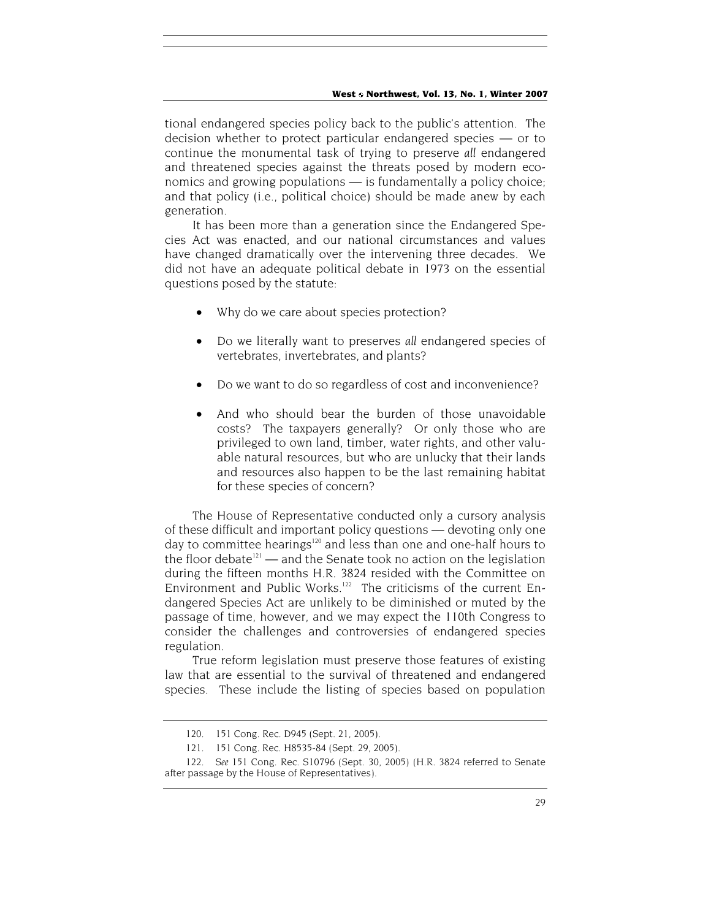tional endangered species policy back to the public's attention. The decision whether to protect particular endangered species — or to continue the monumental task of trying to preserve *all* endangered and threatened species against the threats posed by modern economics and growing populations — is fundamentally a policy choice; and that policy (i.e., political choice) should be made anew by each generation.

It has been more than a generation since the Endangered Species Act was enacted, and our national circumstances and values have changed dramatically over the intervening three decades. We did not have an adequate political debate in 1973 on the essential questions posed by the statute:

- Why do we care about species protection?
- Do we literally want to preserves *all* endangered species of vertebrates, invertebrates, and plants?
- Do we want to do so regardless of cost and inconvenience?
- And who should bear the burden of those unavoidable costs? The taxpayers generally? Or only those who are privileged to own land, timber, water rights, and other valuable natural resources, but who are unlucky that their lands and resources also happen to be the last remaining habitat for these species of concern?

The House of Representative conducted only a cursory analysis of these difficult and important policy questions — devoting only one day to committee hearings[120] and less than one and one-half hours to the floor debate[121] — and the Senate took no action on the legislation during the fifteen months H.R. 3824 resided with the Committee on Environment and Public Works.[122] The criticisms of the current Endangered Species Act are unlikely to be diminished or muted by the passage of time, however, and we may expect the 110th Congress to consider the challenges and controversies of endangered species regulation.

True reform legislation must preserve those features of existing law that are essential to the survival of threatened and endangered species. These include the listing of species based on population

---

120. 151 Cong. Rec. D945 (Sept. 21, 2005).

121. 151 Cong. Rec. H8535-84 (Sept. 29, 2005).

122. *See* 151 Cong. Rec. S10796 (Sept. 30, 2005) (H.R. 3824 referred to Senate after passage by the House of Representatives).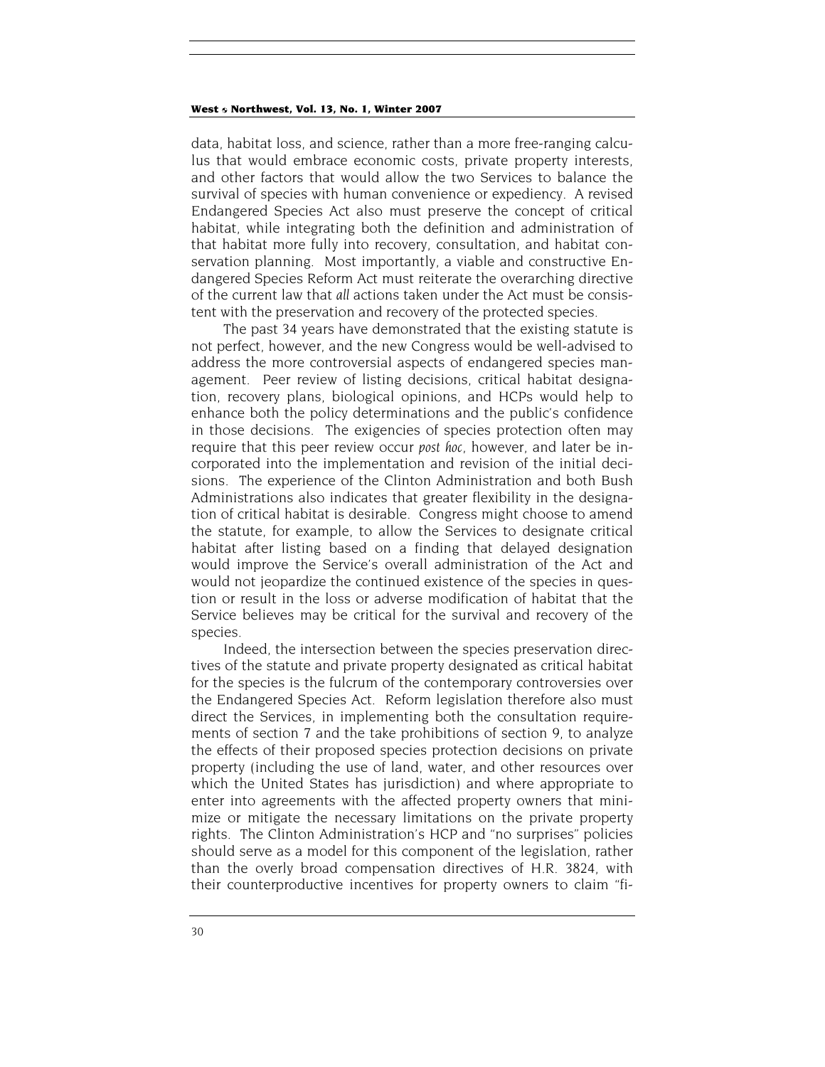data, habitat loss, and science, rather than a more free-ranging calculus that would embrace economic costs, private property interests, and other factors that would allow the two Services to balance the survival of species with human convenience or expediency. A revised Endangered Species Act also must preserve the concept of critical habitat, while integrating both the definition and administration of that habitat more fully into recovery, consultation, and habitat conservation planning. Most importantly, a viable and constructive Endangered Species Reform Act must reiterate the overarching directive of the current law that *all* actions taken under the Act must be consistent with the preservation and recovery of the protected species.

The past 34 years have demonstrated that the existing statute is not perfect, however, and the new Congress would be well-advised to address the more controversial aspects of endangered species management. Peer review of listing decisions, critical habitat designation, recovery plans, biological opinions, and HCPs would help to enhance both the policy determinations and the public's confidence in those decisions. The exigencies of species protection often may require that this peer review occur *post hoc*, however, and later be incorporated into the implementation and revision of the initial decisions. The experience of the Clinton Administration and both Bush Administrations also indicates that greater flexibility in the designation of critical habitat is desirable. Congress might choose to amend the statute, for example, to allow the Services to designate critical habitat after listing based on a finding that delayed designation would improve the Service's overall administration of the Act and would not jeopardize the continued existence of the species in question or result in the loss or adverse modification of habitat that the Service believes may be critical for the survival and recovery of the species.

Indeed, the intersection between the species preservation directives of the statute and private property designated as critical habitat for the species is the fulcrum of the contemporary controversies over the Endangered Species Act. Reform legislation therefore also must direct the Services, in implementing both the consultation requirements of section 7 and the take prohibitions of section 9, to analyze the effects of their proposed species protection decisions on private property (including the use of land, water, and other resources over which the United States has jurisdiction) and where appropriate to enter into agreements with the affected property owners that minimize or mitigate the necessary limitations on the private property rights. The Clinton Administration's HCP and "no surprises" policies should serve as a model for this component of the legislation, rather than the overly broad compensation directives of H.R. 3824, with their counterproductive incentives for property owners to claim "fi-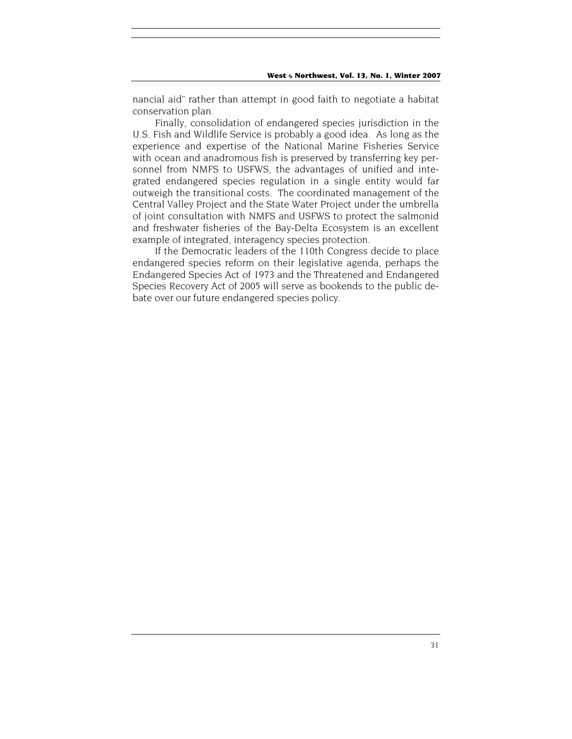nancial aid" rather than attempt in good faith to negotiate a habitat conservation plan.

Finally, consolidation of endangered species jurisdiction in the U.S. Fish and Wildlife Service is probably a good idea. As long as the experience and expertise of the National Marine Fisheries Service with ocean and anadromous fish is preserved by transferring key personnel from NMFS to USFWS, the advantages of unified and integrated endangered species regulation in a single entity would far outweigh the transitional costs. The coordinated management of the Central Valley Project and the State Water Project under the umbrella of joint consultation with NMFS and USFWS to protect the salmonid and freshwater fisheries of the Bay-Delta Ecosystem is an excellent example of integrated, interagency species protection.

If the Democratic leaders of the 110th Congress decide to place endangered species reform on their legislative agenda, perhaps the Endangered Species Act of 1973 and the Threatened and Endangered Species Recovery Act of 2005 will serve as bookends to the public debate over our future endangered species policy.